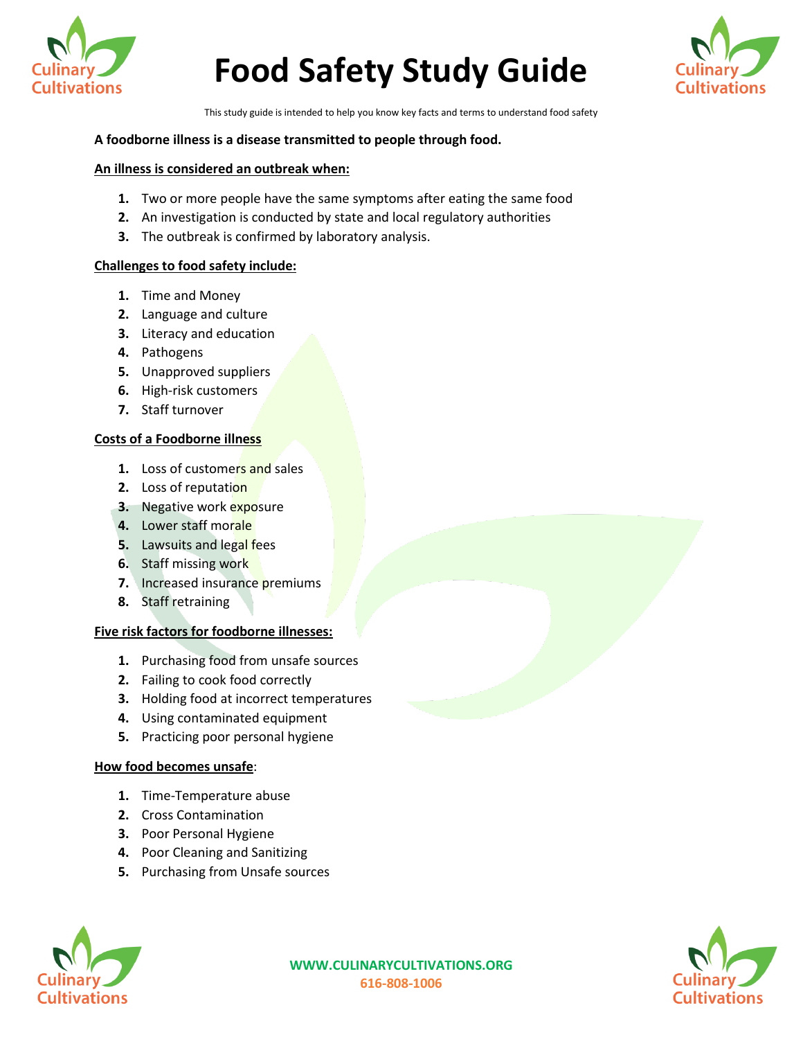# Food Safety Study Guide

This study guide is intended to help you know key facts and terms to understand food safety

**A foodborne illness is a disease transmitted to people through food.**

**An illness is considered an outbreak when:**

1. Two or more people have the same symptoms after eating the same food
2. An investigation is conducted by state and local regulatory authorities
3. The outbreak is confirmed by laboratory analysis.

**Challenges to food safety include:**

1. Time and Money
2. Language and culture
3. Literacy and education
4. Pathogens
5. Unapproved suppliers
6. High-risk customers
7. Staff turnover

**Costs of a Foodborne illness**

1. Loss of customers and sales
2. Loss of reputation
3. Negative work exposure
4. Lower staff morale
5. Lawsuits and legal fees
6. Staff missing work
7. Increased insurance premiums
8. Staff retraining

**Five risk factors for foodborne illnesses:**

1. Purchasing food from unsafe sources
2. Failing to cook food correctly
3. Holding food at incorrect temperatures
4. Using contaminated equipment
5. Practicing poor personal hygiene

**How food becomes unsafe**:

1. Time-Temperature abuse
2. Cross Contamination
3. Poor Personal Hygiene
4. Poor Cleaning and Sanitizing
5. Purchasing from Unsafe sources

WWW.CULINARYCULTIVATIONS.ORG
616-808-1006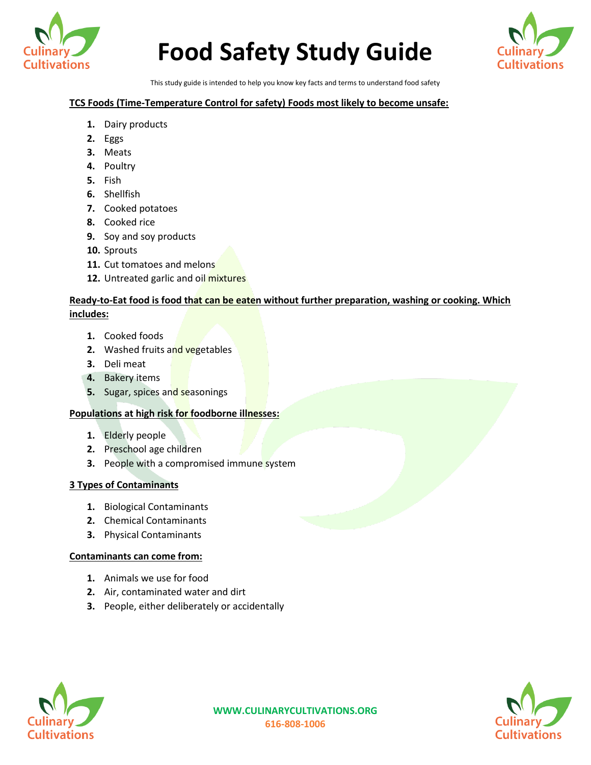# Food Safety Study Guide

This study guide is intended to help you know key facts and terms to understand food safety

**TCS Foods (Time-Temperature Control for safety) Foods most likely to become unsafe:**

1. Dairy products
2. Eggs
3. Meats
4. Poultry
5. Fish
6. Shellfish
7. Cooked potatoes
8. Cooked rice
9. Soy and soy products
10. Sprouts
11. Cut tomatoes and melons
12. Untreated garlic and oil mixtures

**Ready-to-Eat food is food that can be eaten without further preparation, washing or cooking. Which includes:**

1. Cooked foods
2. Washed fruits and vegetables
3. Deli meat
4. Bakery items
5. Sugar, spices and seasonings

**Populations at high risk for foodborne illnesses:**

1. Elderly people
2. Preschool age children
3. People with a compromised immune system

**3 Types of Contaminants**

1. Biological Contaminants
2. Chemical Contaminants
3. Physical Contaminants

**Contaminants can come from:**

1. Animals we use for food
2. Air, contaminated water and dirt
3. People, either deliberately or accidentally

WWW.CULINARYCULTIVATIONS.ORG
616-808-1006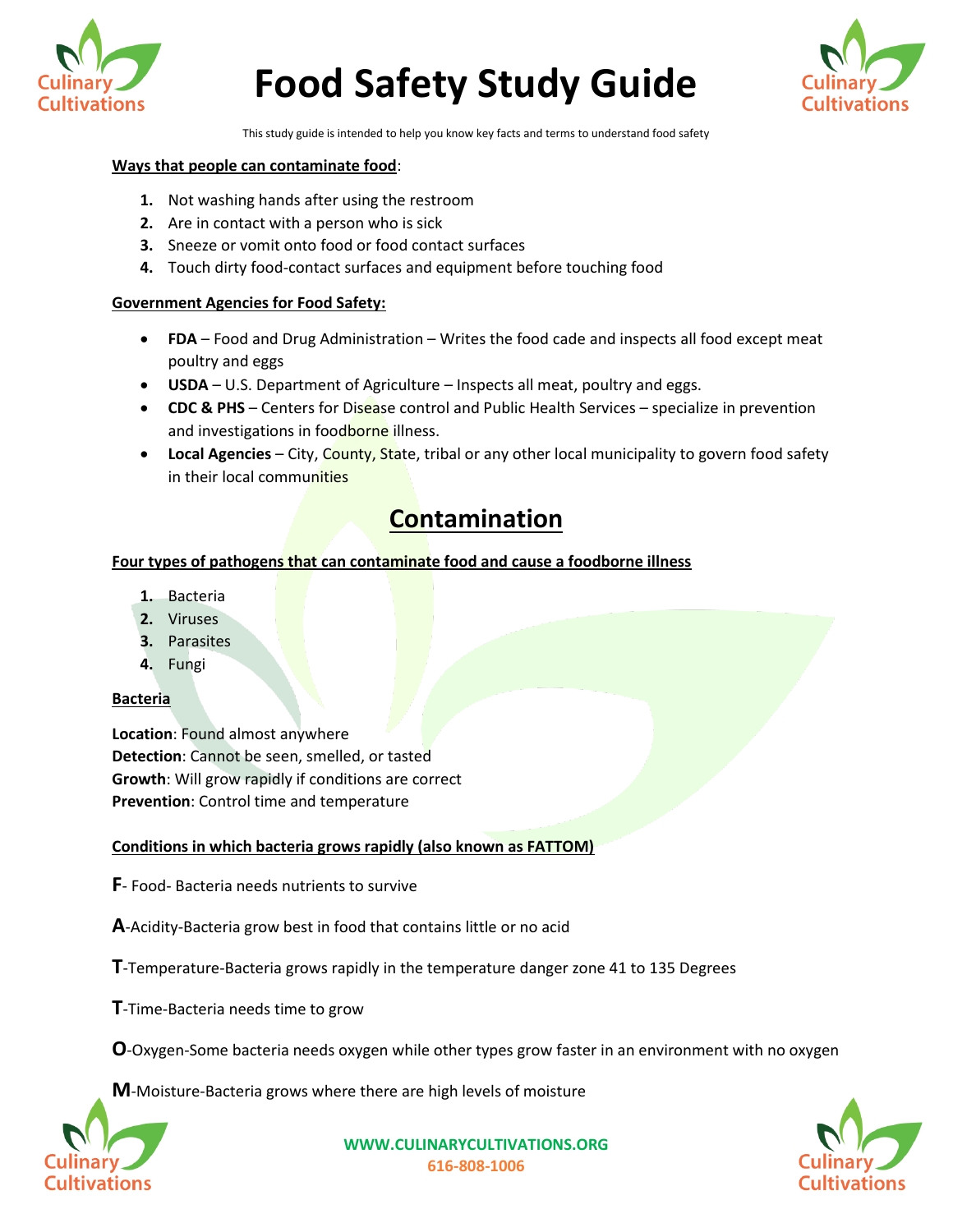# Food Safety Study Guide

This study guide is intended to help you know key facts and terms to understand food safety

**Ways that people can contaminate food**:

1. Not washing hands after using the restroom
2. Are in contact with a person who is sick
3. Sneeze or vomit onto food or food contact surfaces
4. Touch dirty food-contact surfaces and equipment before touching food

**Government Agencies for Food Safety:**

- **FDA** – Food and Drug Administration – Writes the food cade and inspects all food except meat poultry and eggs
- **USDA** – U.S. Department of Agriculture – Inspects all meat, poultry and eggs.
- **CDC & PHS** – Centers for Disease control and Public Health Services – specialize in prevention and investigations in foodborne illness.
- **Local Agencies** – City, County, State, tribal or any other local municipality to govern food safety in their local communities

## Contamination

**Four types of pathogens that can contaminate food and cause a foodborne illness**

1. Bacteria
2. Viruses
3. Parasites
4. Fungi

**Bacteria**

**Location**: Found almost anywhere
**Detection**: Cannot be seen, smelled, or tasted
**Growth**: Will grow rapidly if conditions are correct
**Prevention**: Control time and temperature

**Conditions in which bacteria grows rapidly (also known as FATTOM)**

**F**- Food- Bacteria needs nutrients to survive

**A**-Acidity-Bacteria grow best in food that contains little or no acid

**T**-Temperature-Bacteria grows rapidly in the temperature danger zone 41 to 135 Degrees

**T**-Time-Bacteria needs time to grow

**O**-Oxygen-Some bacteria needs oxygen while other types grow faster in an environment with no oxygen

**M**-Moisture-Bacteria grows where there are high levels of moisture

WWW.CULINARYCULTIVATIONS.ORG
616-808-1006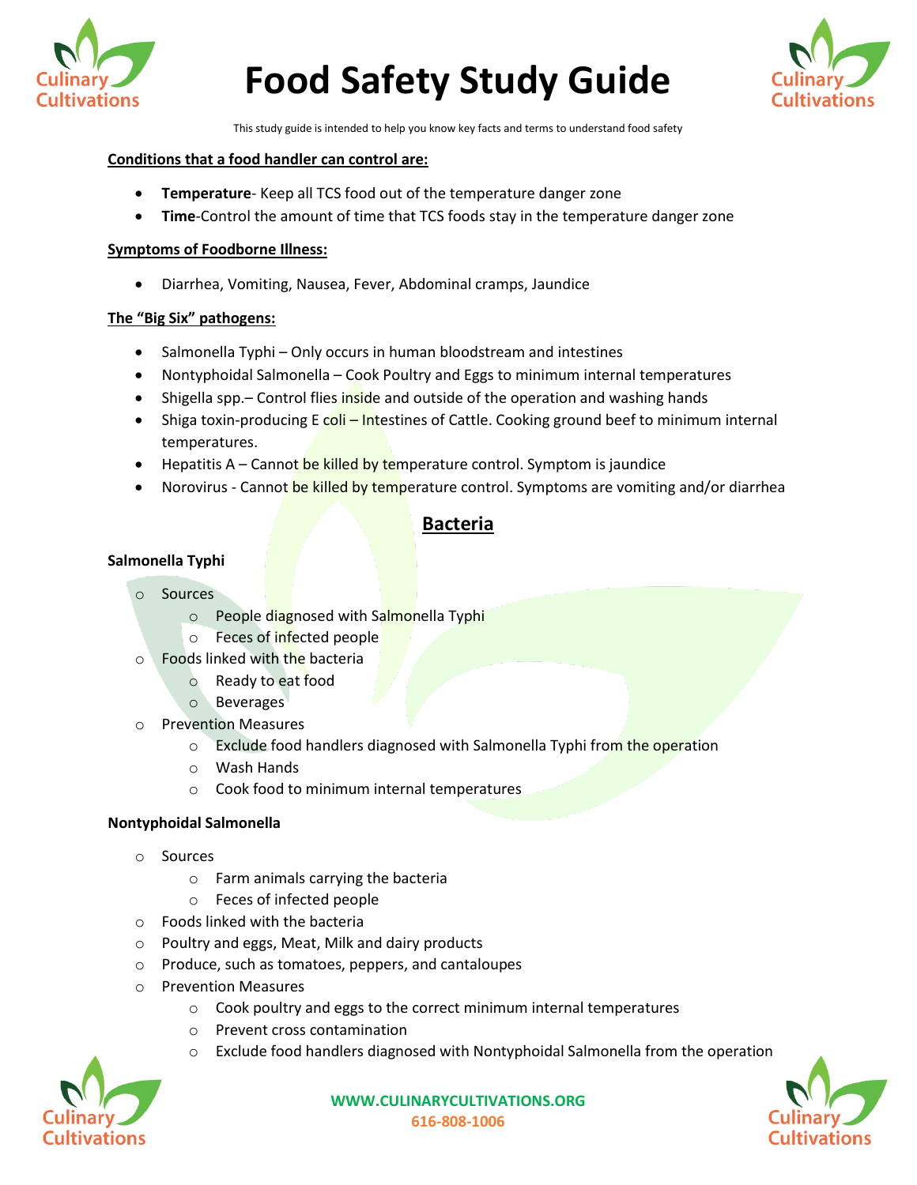# Food Safety Study Guide

This study guide is intended to help you know key facts and terms to understand food safety

**Conditions that a food handler can control are:**

- **Temperature**- Keep all TCS food out of the temperature danger zone
- **Time**-Control the amount of time that TCS foods stay in the temperature danger zone

**Symptoms of Foodborne Illness:**

- Diarrhea, Vomiting, Nausea, Fever, Abdominal cramps, Jaundice

**The "Big Six" pathogens:**

- Salmonella Typhi – Only occurs in human bloodstream and intestines
- Nontyphoidal Salmonella – Cook Poultry and Eggs to minimum internal temperatures
- Shigella spp.– Control flies inside and outside of the operation and washing hands
- Shiga toxin-producing E coli – Intestines of Cattle. Cooking ground beef to minimum internal temperatures.
- Hepatitis A – Cannot be killed by temperature control. Symptom is jaundice
- Norovirus - Cannot be killed by temperature control. Symptoms are vomiting and/or diarrhea

## Bacteria

**Salmonella Typhi**

- Sources
  - People diagnosed with Salmonella Typhi
  - Feces of infected people
- Foods linked with the bacteria
  - Ready to eat food
  - Beverages
- Prevention Measures
  - Exclude food handlers diagnosed with Salmonella Typhi from the operation
  - Wash Hands
  - Cook food to minimum internal temperatures

**Nontyphoidal Salmonella**

- Sources
  - Farm animals carrying the bacteria
  - Feces of infected people
- Foods linked with the bacteria
- Poultry and eggs, Meat, Milk and dairy products
- Produce, such as tomatoes, peppers, and cantaloupes
- Prevention Measures
  - Cook poultry and eggs to the correct minimum internal temperatures
  - Prevent cross contamination
  - Exclude food handlers diagnosed with Nontyphoidal Salmonella from the operation

WWW.CULINARYCULTIVATIONS.ORG
616-808-1006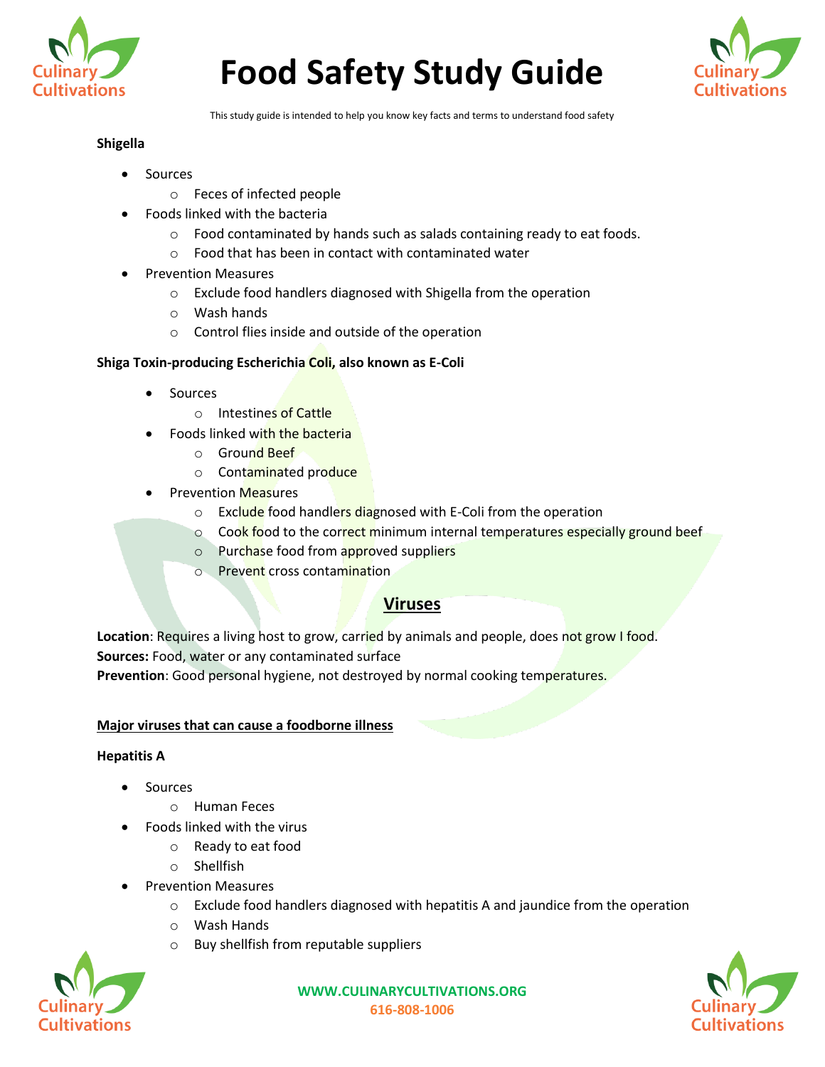**Shigella**

- Sources
  - Feces of infected people
- Foods linked with the bacteria
  - Food contaminated by hands such as salads containing ready to eat foods.
  - Food that has been in contact with contaminated water
- Prevention Measures
  - Exclude food handlers diagnosed with Shigella from the operation
  - Wash hands
  - Control flies inside and outside of the operation

**Shiga Toxin-producing Escherichia Coli, also known as E-Coli**

- Sources
  - Intestines of Cattle
- Foods linked with the bacteria
  - Ground Beef
  - Contaminated produce
- Prevention Measures
  - Exclude food handlers diagnosed with E-Coli from the operation
  - Cook food to the correct minimum internal temperatures especially ground beef
  - Purchase food from approved suppliers
  - Prevent cross contamination

## Viruses

**Location**: Requires a living host to grow, carried by animals and people, does not grow I food.
**Sources:** Food, water or any contaminated surface
**Prevention**: Good personal hygiene, not destroyed by normal cooking temperatures.

**Major viruses that can cause a foodborne illness**

**Hepatitis A**

- Sources
  - Human Feces
- Foods linked with the virus
  - Ready to eat food
  - Shellfish
- Prevention Measures
  - Exclude food handlers diagnosed with hepatitis A and jaundice from the operation
  - Wash Hands
  - Buy shellfish from reputable suppliers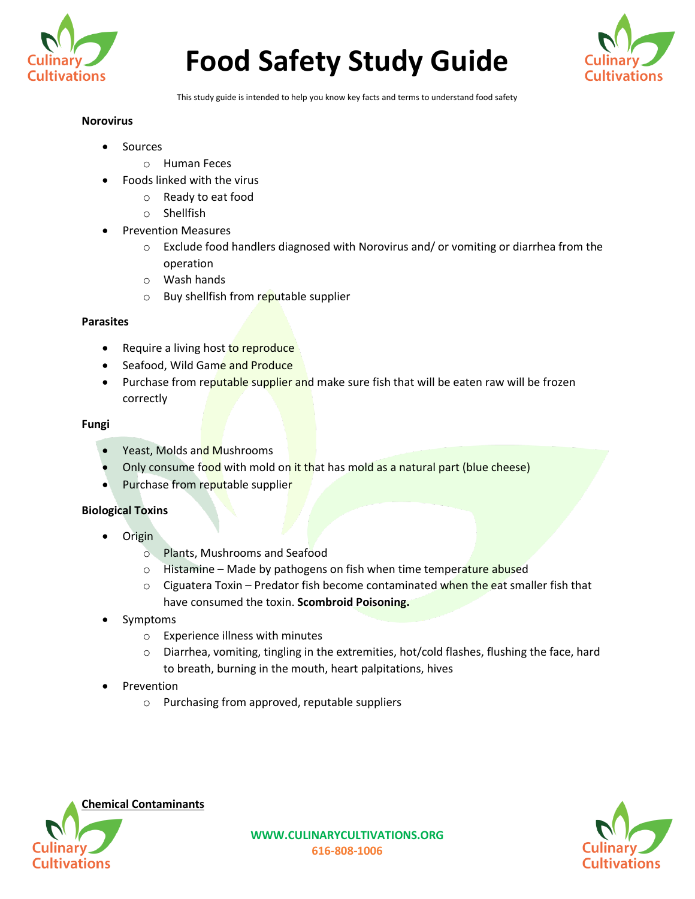# Food Safety Study Guide

This study guide is intended to help you know key facts and terms to understand food safety

**Norovirus**

- Sources
  - Human Feces
- Foods linked with the virus
  - Ready to eat food
  - Shellfish
- Prevention Measures
  - Exclude food handlers diagnosed with Norovirus and/ or vomiting or diarrhea from the operation
  - Wash hands
  - Buy shellfish from reputable supplier

**Parasites**

- Require a living host to reproduce
- Seafood, Wild Game and Produce
- Purchase from reputable supplier and make sure fish that will be eaten raw will be frozen correctly

**Fungi**

- Yeast, Molds and Mushrooms
- Only consume food with mold on it that has mold as a natural part (blue cheese)
- Purchase from reputable supplier

**Biological Toxins**

- Origin
  - Plants, Mushrooms and Seafood
  - Histamine – Made by pathogens on fish when time temperature abused
  - Ciguatera Toxin – Predator fish become contaminated when the eat smaller fish that have consumed the toxin. **Scombroid Poisoning.**
- Symptoms
  - Experience illness with minutes
  - Diarrhea, vomiting, tingling in the extremities, hot/cold flashes, flushing the face, hard to breath, burning in the mouth, heart palpitations, hives
- Prevention
  - Purchasing from approved, reputable suppliers

**Chemical Contaminants**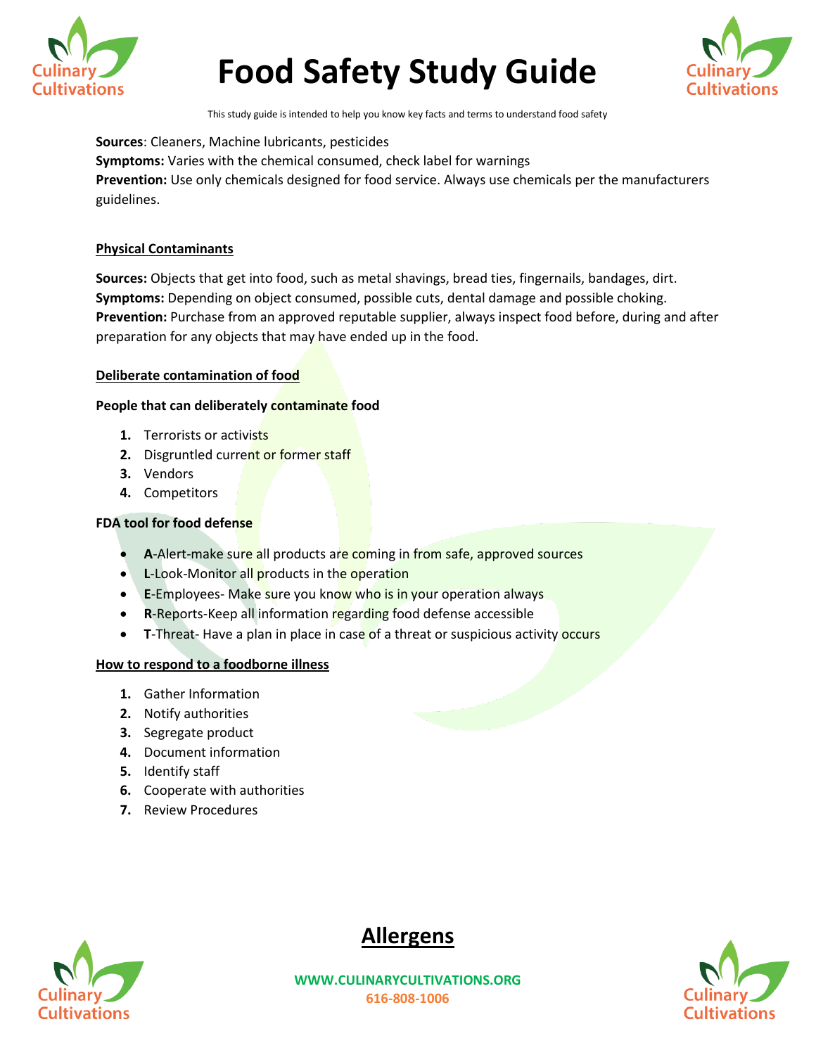**Sources**: Cleaners, Machine lubricants, pesticides
**Symptoms:** Varies with the chemical consumed, check label for warnings
**Prevention:** Use only chemicals designed for food service. Always use chemicals per the manufacturers guidelines.

### Physical Contaminants

**Sources:** Objects that get into food, such as metal shavings, bread ties, fingernails, bandages, dirt.
**Symptoms:** Depending on object consumed, possible cuts, dental damage and possible choking.
**Prevention:** Purchase from an approved reputable supplier, always inspect food before, during and after preparation for any objects that may have ended up in the food.

### Deliberate contamination of food

**People that can deliberately contaminate food**

1. Terrorists or activists
2. Disgruntled current or former staff
3. Vendors
4. Competitors

**FDA tool for food defense**

- **A**-Alert-make sure all products are coming in from safe, approved sources
- **L**-Look-Monitor all products in the operation
- **E**-Employees- Make sure you know who is in your operation always
- **R**-Reports-Keep all information regarding food defense accessible
- **T**-Threat- Have a plan in place in case of a threat or suspicious activity occurs

### How to respond to a foodborne illness

1. Gather Information
2. Notify authorities
3. Segregate product
4. Document information
5. Identify staff
6. Cooperate with authorities
7. Review Procedures

## Allergens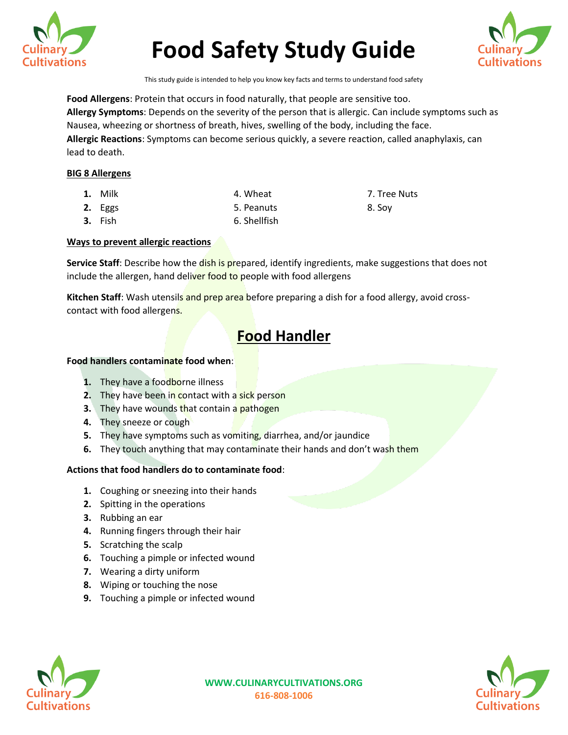# Food Safety Study Guide

This study guide is intended to help you know key facts and terms to understand food safety

**Food Allergens**: Protein that occurs in food naturally, that people are sensitive too.
**Allergy Symptoms**: Depends on the severity of the person that is allergic. Can include symptoms such as Nausea, wheezing or shortness of breath, hives, swelling of the body, including the face.
**Allergic Reactions**: Symptoms can become serious quickly, a severe reaction, called anaphylaxis, can lead to death.

**BIG 8 Allergens**

1. Milk
2. Eggs
3. Fish
4. Wheat
5. Peanuts
6. Shellfish
7. Tree Nuts
8. Soy

**Ways to prevent allergic reactions**

**Service Staff**: Describe how the dish is prepared, identify ingredients, make suggestions that does not include the allergen, hand deliver food to people with food allergens

**Kitchen Staff**: Wash utensils and prep area before preparing a dish for a food allergy, avoid cross-contact with food allergens.

## Food Handler

**Food handlers contaminate food when**:

1. They have a foodborne illness
2. They have been in contact with a sick person
3. They have wounds that contain a pathogen
4. They sneeze or cough
5. They have symptoms such as vomiting, diarrhea, and/or jaundice
6. They touch anything that may contaminate their hands and don't wash them

**Actions that food handlers do to contaminate food**:

1. Coughing or sneezing into their hands
2. Spitting in the operations
3. Rubbing an ear
4. Running fingers through their hair
5. Scratching the scalp
6. Touching a pimple or infected wound
7. Wearing a dirty uniform
8. Wiping or touching the nose
9. Touching a pimple or infected wound

WWW.CULINARYCULTIVATIONS.ORG
616-808-1006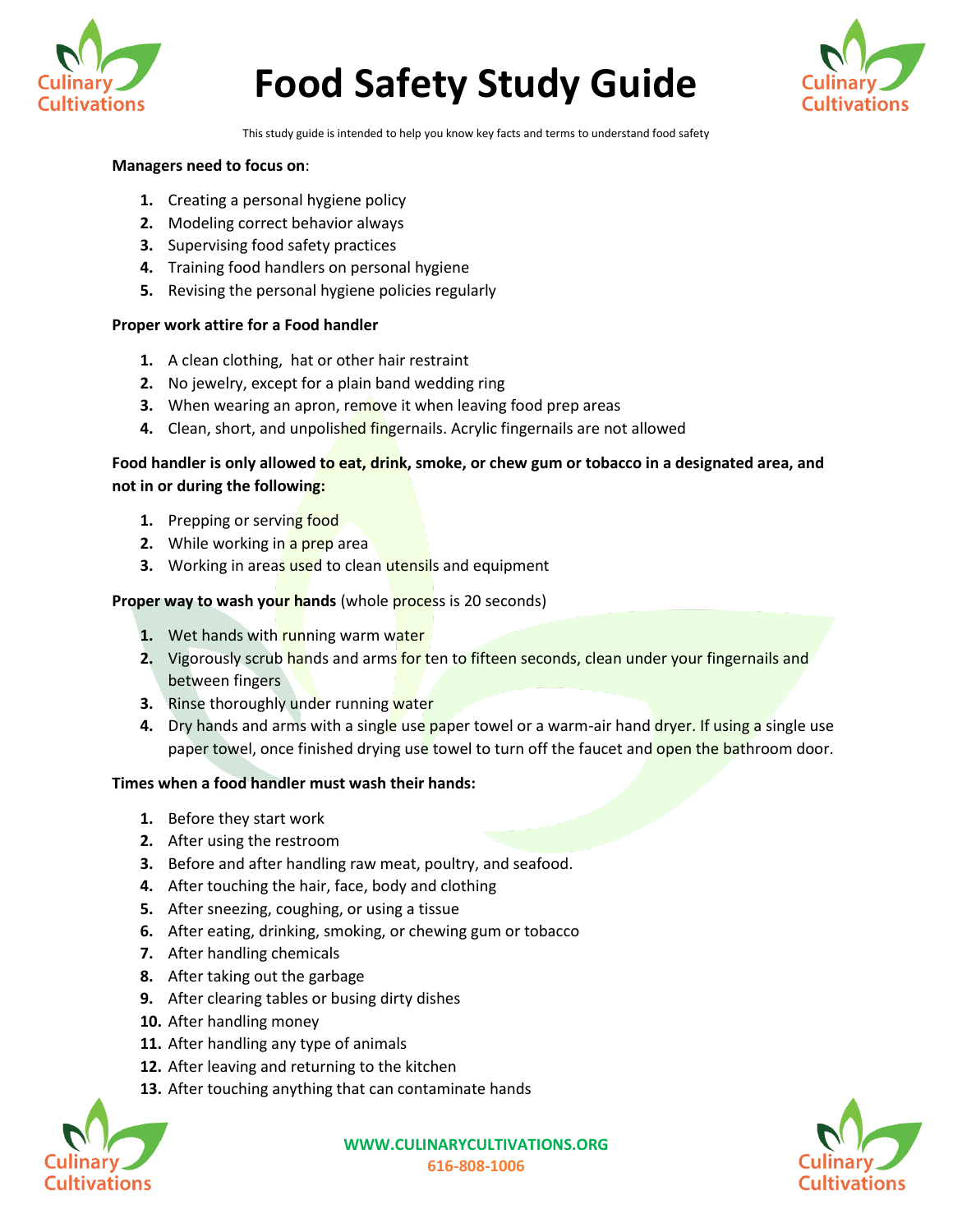# Food Safety Study Guide

This study guide is intended to help you know key facts and terms to understand food safety

**Managers need to focus on**:

1. Creating a personal hygiene policy
2. Modeling correct behavior always
3. Supervising food safety practices
4. Training food handlers on personal hygiene
5. Revising the personal hygiene policies regularly

**Proper work attire for a Food handler**

1. A clean clothing, hat or other hair restraint
2. No jewelry, except for a plain band wedding ring
3. When wearing an apron, remove it when leaving food prep areas
4. Clean, short, and unpolished fingernails. Acrylic fingernails are not allowed

**Food handler is only allowed to eat, drink, smoke, or chew gum or tobacco in a designated area, and not in or during the following:**

1. Prepping or serving food
2. While working in a prep area
3. Working in areas used to clean utensils and equipment

**Proper way to wash your hands** (whole process is 20 seconds)

1. Wet hands with running warm water
2. Vigorously scrub hands and arms for ten to fifteen seconds, clean under your fingernails and between fingers
3. Rinse thoroughly under running water
4. Dry hands and arms with a single use paper towel or a warm-air hand dryer. If using a single use paper towel, once finished drying use towel to turn off the faucet and open the bathroom door.

**Times when a food handler must wash their hands:**

1. Before they start work
2. After using the restroom
3. Before and after handling raw meat, poultry, and seafood.
4. After touching the hair, face, body and clothing
5. After sneezing, coughing, or using a tissue
6. After eating, drinking, smoking, or chewing gum or tobacco
7. After handling chemicals
8. After taking out the garbage
9. After clearing tables or busing dirty dishes
10. After handling money
11. After handling any type of animals
12. After leaving and returning to the kitchen
13. After touching anything that can contaminate hands

**WWW.CULINARYCULTIVATIONS.ORG**
**616-808-1006**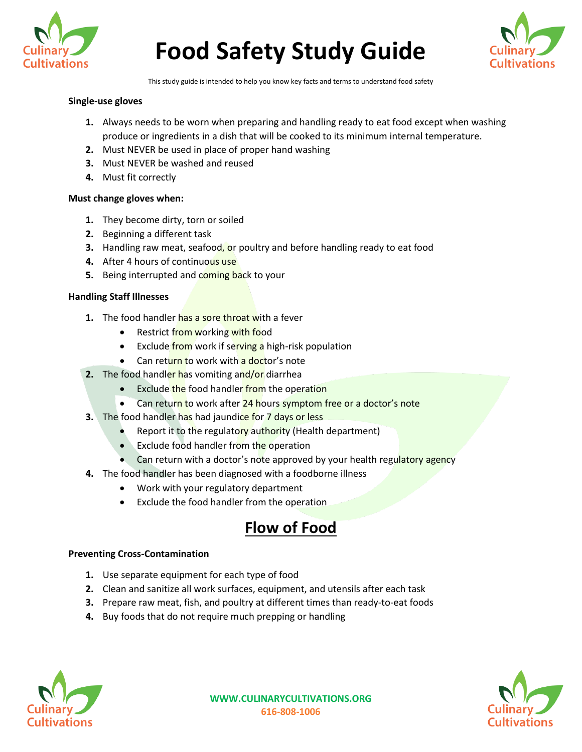# Food Safety Study Guide

This study guide is intended to help you know key facts and terms to understand food safety

**Single-use gloves**

1. Always needs to be worn when preparing and handling ready to eat food except when washing produce or ingredients in a dish that will be cooked to its minimum internal temperature.
2. Must NEVER be used in place of proper hand washing
3. Must NEVER be washed and reused
4. Must fit correctly

**Must change gloves when:**

1. They become dirty, torn or soiled
2. Beginning a different task
3. Handling raw meat, seafood, or poultry and before handling ready to eat food
4. After 4 hours of continuous use
5. Being interrupted and coming back to your

**Handling Staff Illnesses**

1. The food handler has a sore throat with a fever
   - Restrict from working with food
   - Exclude from work if serving a high-risk population
   - Can return to work with a doctor's note
2. The food handler has vomiting and/or diarrhea
   - Exclude the food handler from the operation
   - Can return to work after 24 hours symptom free or a doctor's note
3. The food handler has had jaundice for 7 days or less
   - Report it to the regulatory authority (Health department)
   - Exclude food handler from the operation
   - Can return with a doctor's note approved by your health regulatory agency
4. The food handler has been diagnosed with a foodborne illness
   - Work with your regulatory department
   - Exclude the food handler from the operation

## Flow of Food

**Preventing Cross-Contamination**

1. Use separate equipment for each type of food
2. Clean and sanitize all work surfaces, equipment, and utensils after each task
3. Prepare raw meat, fish, and poultry at different times than ready-to-eat foods
4. Buy foods that do not require much prepping or handling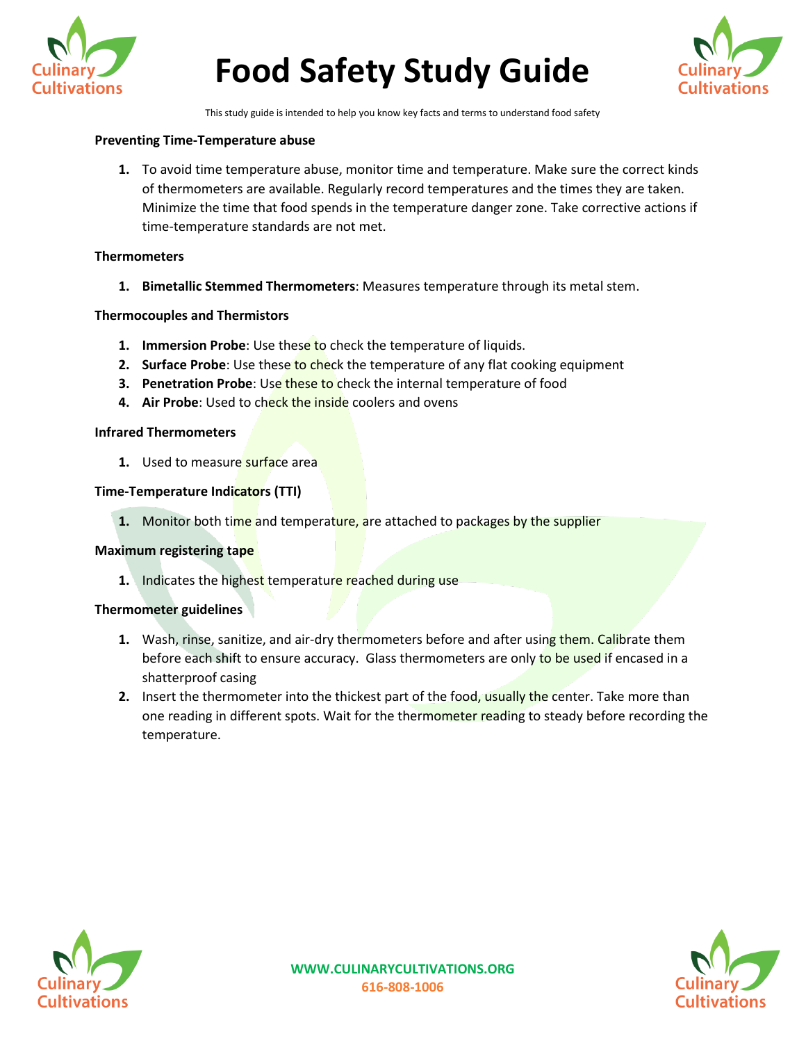# Food Safety Study Guide

This study guide is intended to help you know key facts and terms to understand food safety

**Preventing Time-Temperature abuse**

1. To avoid time temperature abuse, monitor time and temperature. Make sure the correct kinds of thermometers are available. Regularly record temperatures and the times they are taken. Minimize the time that food spends in the temperature danger zone. Take corrective actions if time-temperature standards are not met.

**Thermometers**

1. **Bimetallic Stemmed Thermometers**: Measures temperature through its metal stem.

**Thermocouples and Thermistors**

1. **Immersion Probe**: Use these to check the temperature of liquids.
2. **Surface Probe**: Use these to check the temperature of any flat cooking equipment
3. **Penetration Probe**: Use these to check the internal temperature of food
4. **Air Probe**: Used to check the inside coolers and ovens

**Infrared Thermometers**

1. Used to measure surface area

**Time-Temperature Indicators (TTI)**

1. Monitor both time and temperature, are attached to packages by the supplier

**Maximum registering tape**

1. Indicates the highest temperature reached during use

**Thermometer guidelines**

1. Wash, rinse, sanitize, and air-dry thermometers before and after using them. Calibrate them before each shift to ensure accuracy. Glass thermometers are only to be used if encased in a shatterproof casing
2. Insert the thermometer into the thickest part of the food, usually the center. Take more than one reading in different spots. Wait for the thermometer reading to steady before recording the temperature.

WWW.CULINARYCULTIVATIONS.ORG
616-808-1006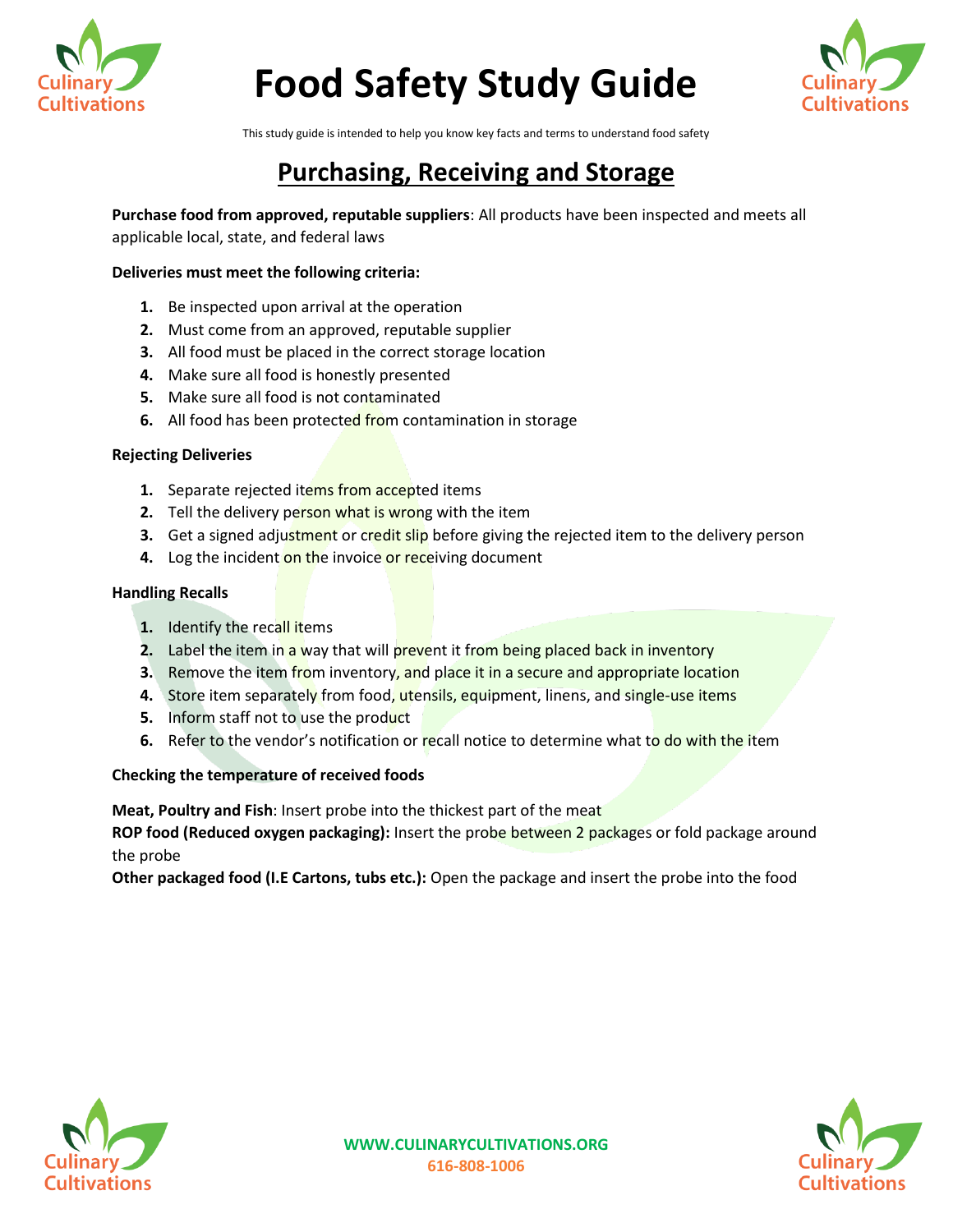# Food Safety Study Guide

This study guide is intended to help you know key facts and terms to understand food safety

## Purchasing, Receiving and Storage

**Purchase food from approved, reputable suppliers**: All products have been inspected and meets all applicable local, state, and federal laws

**Deliveries must meet the following criteria:**

1. Be inspected upon arrival at the operation
2. Must come from an approved, reputable supplier
3. All food must be placed in the correct storage location
4. Make sure all food is honestly presented
5. Make sure all food is not contaminated
6. All food has been protected from contamination in storage

**Rejecting Deliveries**

1. Separate rejected items from accepted items
2. Tell the delivery person what is wrong with the item
3. Get a signed adjustment or credit slip before giving the rejected item to the delivery person
4. Log the incident on the invoice or receiving document

**Handling Recalls**

1. Identify the recall items
2. Label the item in a way that will prevent it from being placed back in inventory
3. Remove the item from inventory, and place it in a secure and appropriate location
4. Store item separately from food, utensils, equipment, linens, and single-use items
5. Inform staff not to use the product
6. Refer to the vendor's notification or recall notice to determine what to do with the item

**Checking the temperature of received foods**

**Meat, Poultry and Fish**: Insert probe into the thickest part of the meat
**ROP food (Reduced oxygen packaging):** Insert the probe between 2 packages or fold package around the probe
**Other packaged food (I.E Cartons, tubs etc.):** Open the package and insert the probe into the food

WWW.CULINARYCULTIVATIONS.ORG
616-808-1006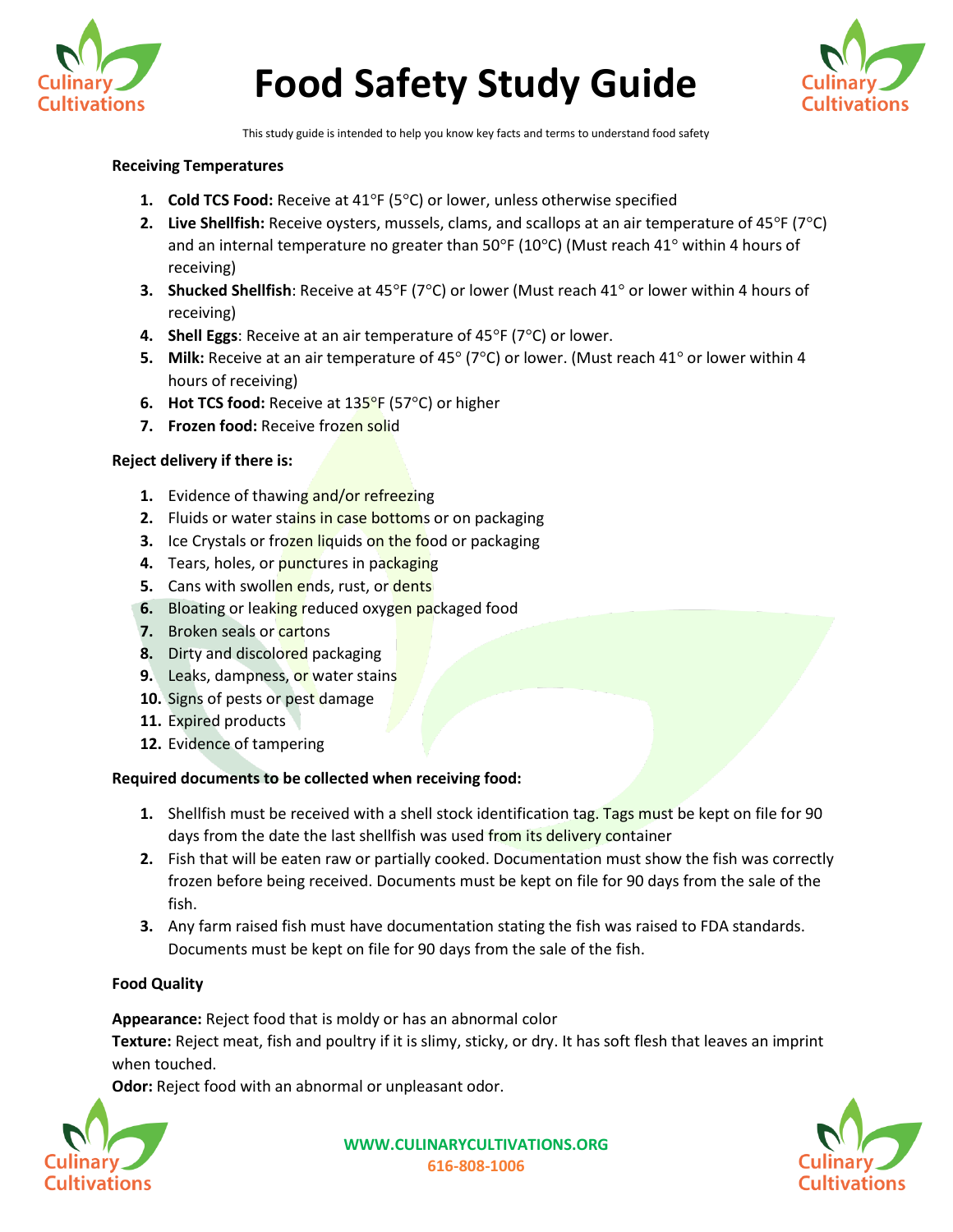# Food Safety Study Guide

This study guide is intended to help you know key facts and terms to understand food safety

**Receiving Temperatures**

1. **Cold TCS Food:** Receive at 41°F (5°C) or lower, unless otherwise specified
2. **Live Shellfish:** Receive oysters, mussels, clams, and scallops at an air temperature of 45°F (7°C) and an internal temperature no greater than 50°F (10°C) (Must reach 41° within 4 hours of receiving)
3. **Shucked Shellfish**: Receive at 45°F (7°C) or lower (Must reach 41° or lower within 4 hours of receiving)
4. **Shell Eggs**: Receive at an air temperature of 45°F (7°C) or lower.
5. **Milk:** Receive at an air temperature of 45° (7°C) or lower. (Must reach 41° or lower within 4 hours of receiving)
6. **Hot TCS food:** Receive at 135°F (57°C) or higher
7. **Frozen food:** Receive frozen solid

**Reject delivery if there is:**

1. Evidence of thawing and/or refreezing
2. Fluids or water stains in case bottoms or on packaging
3. Ice Crystals or frozen liquids on the food or packaging
4. Tears, holes, or punctures in packaging
5. Cans with swollen ends, rust, or dents
6. Bloating or leaking reduced oxygen packaged food
7. Broken seals or cartons
8. Dirty and discolored packaging
9. Leaks, dampness, or water stains
10. Signs of pests or pest damage
11. Expired products
12. Evidence of tampering

**Required documents to be collected when receiving food:**

1. Shellfish must be received with a shell stock identification tag. Tags must be kept on file for 90 days from the date the last shellfish was used from its delivery container
2. Fish that will be eaten raw or partially cooked. Documentation must show the fish was correctly frozen before being received. Documents must be kept on file for 90 days from the sale of the fish.
3. Any farm raised fish must have documentation stating the fish was raised to FDA standards. Documents must be kept on file for 90 days from the sale of the fish.

**Food Quality**

**Appearance:** Reject food that is moldy or has an abnormal color
**Texture:** Reject meat, fish and poultry if it is slimy, sticky, or dry. It has soft flesh that leaves an imprint when touched.
**Odor:** Reject food with an abnormal or unpleasant odor.

WWW.CULINARYCULTIVATIONS.ORG
616-808-1006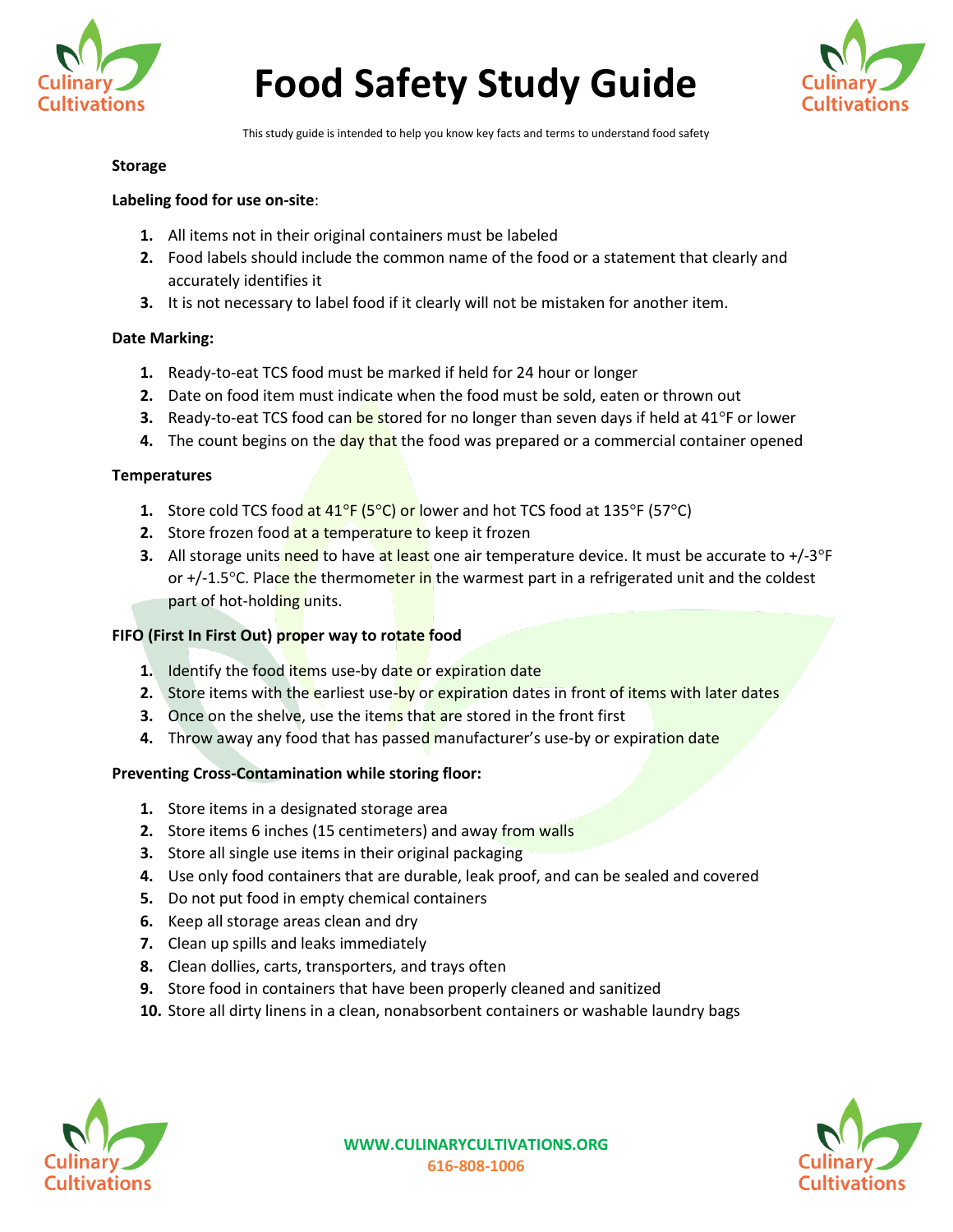# Food Safety Study Guide

This study guide is intended to help you know key facts and terms to understand food safety

**Storage**

**Labeling food for use on-site**:

1. All items not in their original containers must be labeled
2. Food labels should include the common name of the food or a statement that clearly and accurately identifies it
3. It is not necessary to label food if it clearly will not be mistaken for another item.

**Date Marking:**

1. Ready-to-eat TCS food must be marked if held for 24 hour or longer
2. Date on food item must indicate when the food must be sold, eaten or thrown out
3. Ready-to-eat TCS food can be stored for no longer than seven days if held at 41°F or lower
4. The count begins on the day that the food was prepared or a commercial container opened

**Temperatures**

1. Store cold TCS food at 41°F (5°C) or lower and hot TCS food at 135°F (57°C)
2. Store frozen food at a temperature to keep it frozen
3. All storage units need to have at least one air temperature device. It must be accurate to +/-3°F or +/-1.5°C. Place the thermometer in the warmest part in a refrigerated unit and the coldest part of hot-holding units.

**FIFO (First In First Out) proper way to rotate food**

1. Identify the food items use-by date or expiration date
2. Store items with the earliest use-by or expiration dates in front of items with later dates
3. Once on the shelve, use the items that are stored in the front first
4. Throw away any food that has passed manufacturer's use-by or expiration date

**Preventing Cross-Contamination while storing floor:**

1. Store items in a designated storage area
2. Store items 6 inches (15 centimeters) and away from walls
3. Store all single use items in their original packaging
4. Use only food containers that are durable, leak proof, and can be sealed and covered
5. Do not put food in empty chemical containers
6. Keep all storage areas clean and dry
7. Clean up spills and leaks immediately
8. Clean dollies, carts, transporters, and trays often
9. Store food in containers that have been properly cleaned and sanitized
10. Store all dirty linens in a clean, nonabsorbent containers or washable laundry bags

WWW.CULINARYCULTIVATIONS.ORG
616-808-1006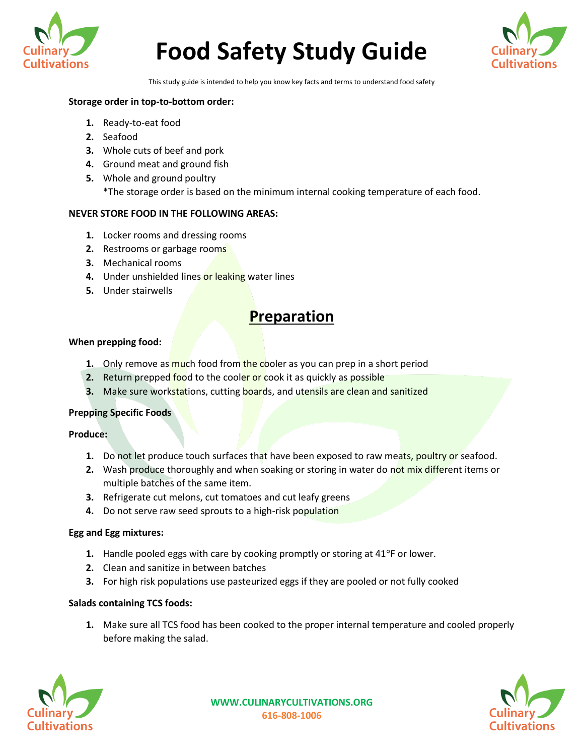# Food Safety Study Guide

This study guide is intended to help you know key facts and terms to understand food safety

**Storage order in top-to-bottom order:**

1. Ready-to-eat food
2. Seafood
3. Whole cuts of beef and pork
4. Ground meat and ground fish
5. Whole and ground poultry
   *The storage order is based on the minimum internal cooking temperature of each food.

**NEVER STORE FOOD IN THE FOLLOWING AREAS:**

1. Locker rooms and dressing rooms
2. Restrooms or garbage rooms
3. Mechanical rooms
4. Under unshielded lines or leaking water lines
5. Under stairwells

## Preparation

**When prepping food:**

1. Only remove as much food from the cooler as you can prep in a short period
2. Return prepped food to the cooler or cook it as quickly as possible
3. Make sure workstations, cutting boards, and utensils are clean and sanitized

**Prepping Specific Foods**

**Produce:**

1. Do not let produce touch surfaces that have been exposed to raw meats, poultry or seafood.
2. Wash produce thoroughly and when soaking or storing in water do not mix different items or multiple batches of the same item.
3. Refrigerate cut melons, cut tomatoes and cut leafy greens
4. Do not serve raw seed sprouts to a high-risk population

**Egg and Egg mixtures:**

1. Handle pooled eggs with care by cooking promptly or storing at 41°F or lower.
2. Clean and sanitize in between batches
3. For high risk populations use pasteurized eggs if they are pooled or not fully cooked

**Salads containing TCS foods:**

1. Make sure all TCS food has been cooked to the proper internal temperature and cooled properly before making the salad.

WWW.CULINARYCULTIVATIONS.ORG
616-808-1006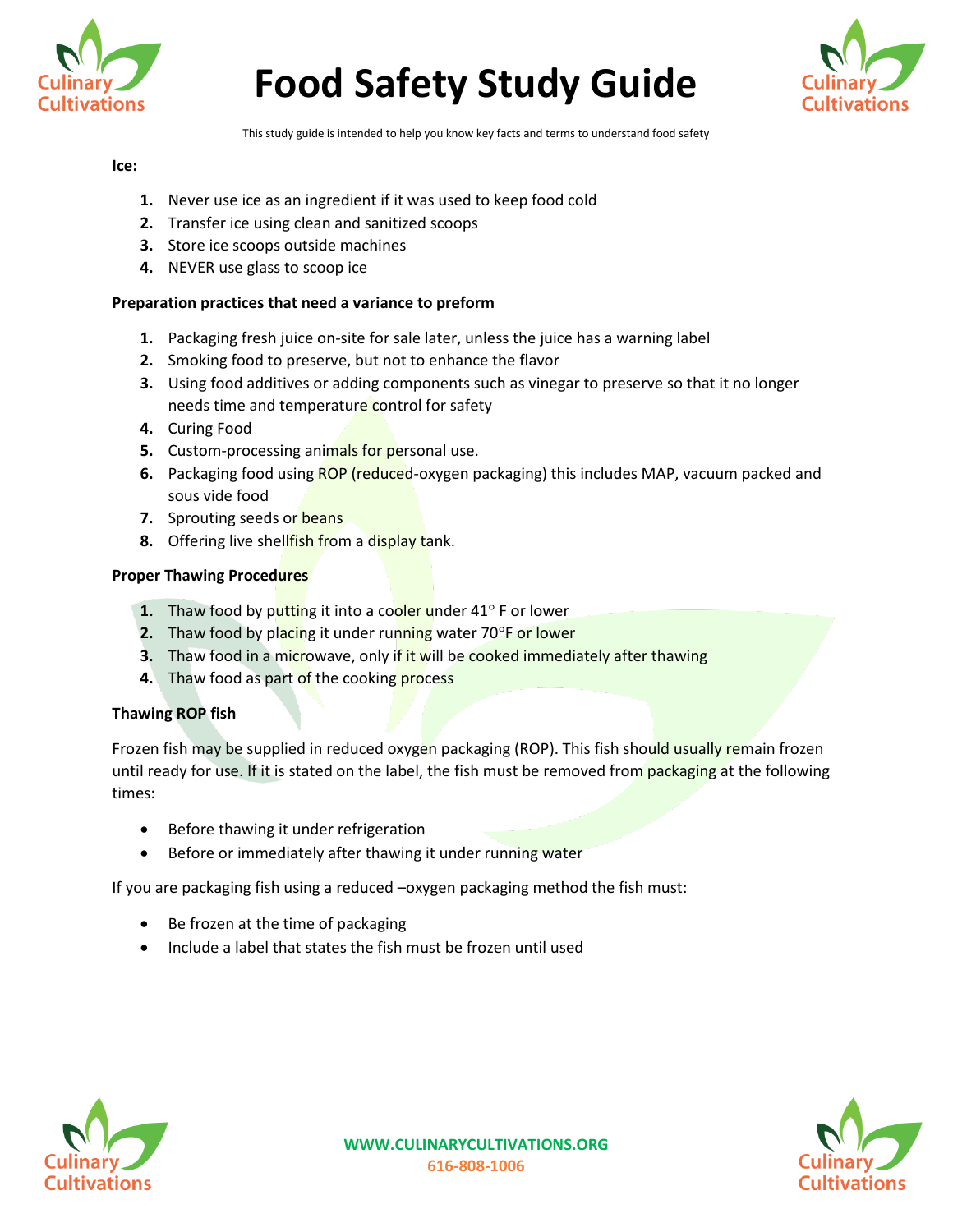# Food Safety Study Guide

This study guide is intended to help you know key facts and terms to understand food safety

**Ice:**

1. Never use ice as an ingredient if it was used to keep food cold
2. Transfer ice using clean and sanitized scoops
3. Store ice scoops outside machines
4. NEVER use glass to scoop ice

**Preparation practices that need a variance to preform**

1. Packaging fresh juice on-site for sale later, unless the juice has a warning label
2. Smoking food to preserve, but not to enhance the flavor
3. Using food additives or adding components such as vinegar to preserve so that it no longer needs time and temperature control for safety
4. Curing Food
5. Custom-processing animals for personal use.
6. Packaging food using ROP (reduced-oxygen packaging) this includes MAP, vacuum packed and sous vide food
7. Sprouting seeds or beans
8. Offering live shellfish from a display tank.

**Proper Thawing Procedures**

1. Thaw food by putting it into a cooler under 41° F or lower
2. Thaw food by placing it under running water 70°F or lower
3. Thaw food in a microwave, only if it will be cooked immediately after thawing
4. Thaw food as part of the cooking process

**Thawing ROP fish**

Frozen fish may be supplied in reduced oxygen packaging (ROP). This fish should usually remain frozen until ready for use. If it is stated on the label, the fish must be removed from packaging at the following times:

- Before thawing it under refrigeration
- Before or immediately after thawing it under running water

If you are packaging fish using a reduced –oxygen packaging method the fish must:

- Be frozen at the time of packaging
- Include a label that states the fish must be frozen until used

WWW.CULINARYCULTIVATIONS.ORG
616-808-1006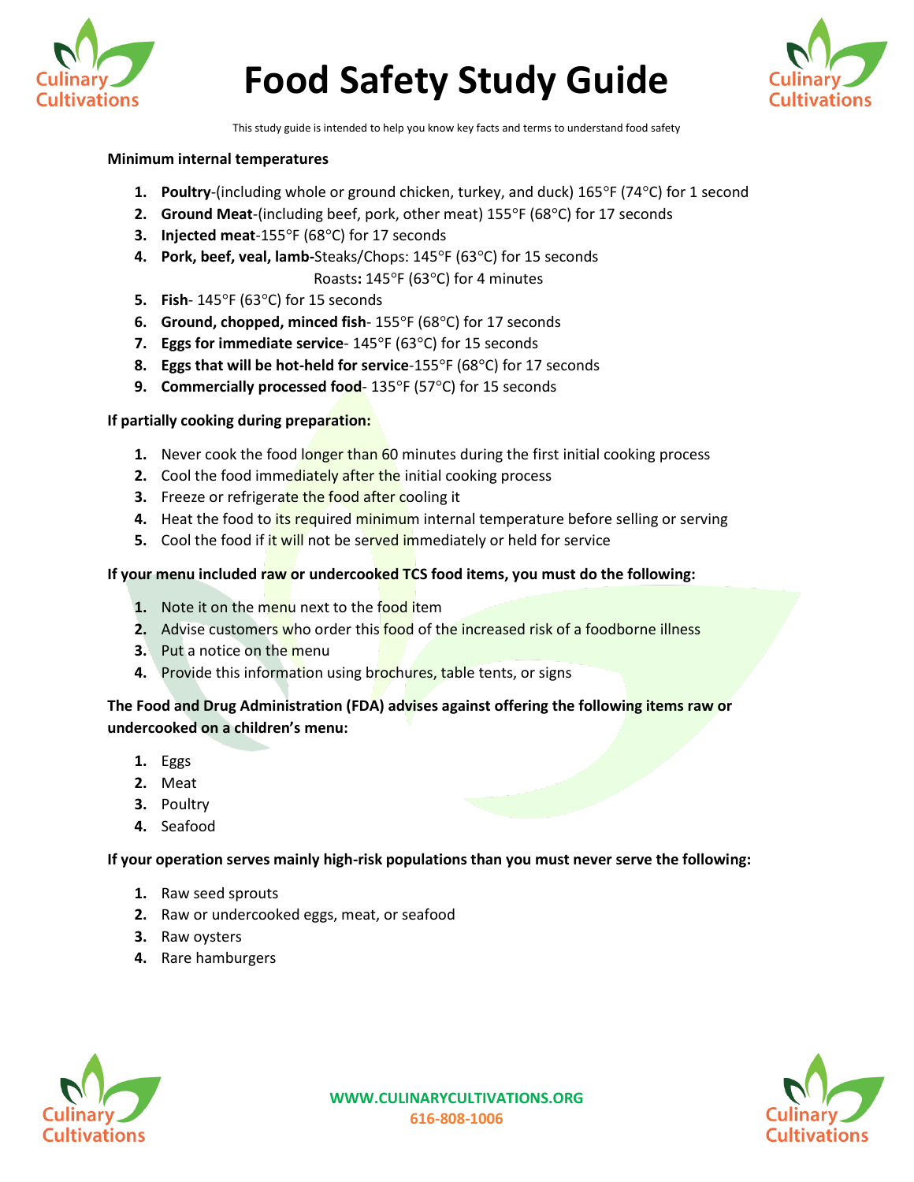# Food Safety Study Guide

This study guide is intended to help you know key facts and terms to understand food safety

**Minimum internal temperatures**

1. **Poultry**-(including whole or ground chicken, turkey, and duck) 165°F (74°C) for 1 second
2. **Ground Meat**-(including beef, pork, other meat) 155°F (68°C) for 17 seconds
3. **Injected meat**-155°F (68°C) for 17 seconds
4. **Pork, beef, veal, lamb-**Steaks/Chops: 145°F (63°C) for 15 seconds
   Roasts**:** 145°F (63°C) for 4 minutes
5. **Fish**- 145°F (63°C) for 15 seconds
6. **Ground, chopped, minced fish**- 155°F (68°C) for 17 seconds
7. **Eggs for immediate service**- 145°F (63°C) for 15 seconds
8. **Eggs that will be hot-held for service**-155°F (68°C) for 17 seconds
9. **Commercially processed food**- 135°F (57°C) for 15 seconds

**If partially cooking during preparation:**

1. Never cook the food longer than 60 minutes during the first initial cooking process
2. Cool the food immediately after the initial cooking process
3. Freeze or refrigerate the food after cooling it
4. Heat the food to its required minimum internal temperature before selling or serving
5. Cool the food if it will not be served immediately or held for service

**If your menu included raw or undercooked TCS food items, you must do the following:**

1. Note it on the menu next to the food item
2. Advise customers who order this food of the increased risk of a foodborne illness
3. Put a notice on the menu
4. Provide this information using brochures, table tents, or signs

**The Food and Drug Administration (FDA) advises against offering the following items raw or undercooked on a children's menu:**

1. Eggs
2. Meat
3. Poultry
4. Seafood

**If your operation serves mainly high-risk populations than you must never serve the following:**

1. Raw seed sprouts
2. Raw or undercooked eggs, meat, or seafood
3. Raw oysters
4. Rare hamburgers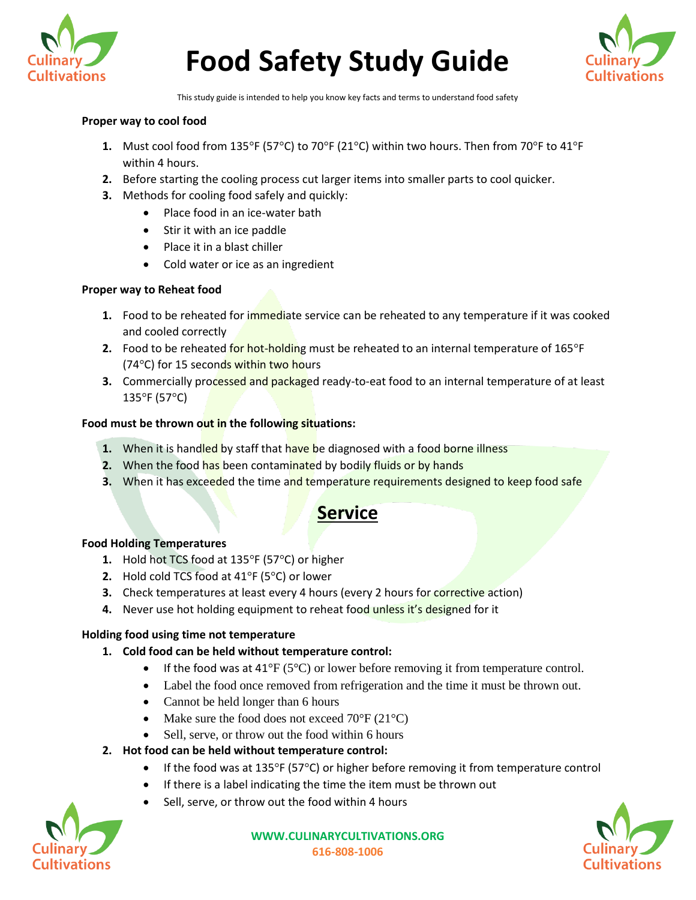# Food Safety Study Guide

This study guide is intended to help you know key facts and terms to understand food safety

**Proper way to cool food**

1. Must cool food from 135°F (57°C) to 70°F (21°C) within two hours. Then from 70°F to 41°F within 4 hours.
2. Before starting the cooling process cut larger items into smaller parts to cool quicker.
3. Methods for cooling food safely and quickly:
   - Place food in an ice-water bath
   - Stir it with an ice paddle
   - Place it in a blast chiller
   - Cold water or ice as an ingredient

**Proper way to Reheat food**

1. Food to be reheated for immediate service can be reheated to any temperature if it was cooked and cooled correctly
2. Food to be reheated for hot-holding must be reheated to an internal temperature of 165°F (74°C) for 15 seconds within two hours
3. Commercially processed and packaged ready-to-eat food to an internal temperature of at least 135°F (57°C)

**Food must be thrown out in the following situations:**

1. When it is handled by staff that have be diagnosed with a food borne illness
2. When the food has been contaminated by bodily fluids or by hands
3. When it has exceeded the time and temperature requirements designed to keep food safe

## Service

**Food Holding Temperatures**

1. Hold hot TCS food at 135°F (57°C) or higher
2. Hold cold TCS food at 41°F (5°C) or lower
3. Check temperatures at least every 4 hours (every 2 hours for corrective action)
4. Never use hot holding equipment to reheat food unless it's designed for it

**Holding food using time not temperature**

1. **Cold food can be held without temperature control:**
   - If the food was at 41°F (5°C) or lower before removing it from temperature control.
   - Label the food once removed from refrigeration and the time it must be thrown out.
   - Cannot be held longer than 6 hours
   - Make sure the food does not exceed 70°F (21°C)
   - Sell, serve, or throw out the food within 6 hours
2. **Hot food can be held without temperature control:**
   - If the food was at 135°F (57°C) or higher before removing it from temperature control
   - If there is a label indicating the time the item must be thrown out
   - Sell, serve, or throw out the food within 4 hours

WWW.CULINARYCULTIVATIONS.ORG
616-808-1006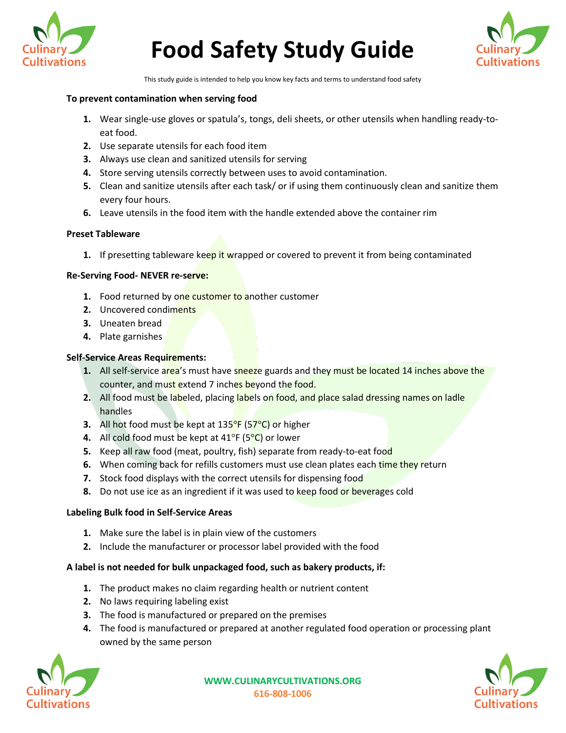# Food Safety Study Guide

This study guide is intended to help you know key facts and terms to understand food safety

**To prevent contamination when serving food**

1. Wear single-use gloves or spatula's, tongs, deli sheets, or other utensils when handling ready-to-eat food.
2. Use separate utensils for each food item
3. Always use clean and sanitized utensils for serving
4. Store serving utensils correctly between uses to avoid contamination.
5. Clean and sanitize utensils after each task/ or if using them continuously clean and sanitize them every four hours.
6. Leave utensils in the food item with the handle extended above the container rim

**Preset Tableware**

1. If presetting tableware keep it wrapped or covered to prevent it from being contaminated

**Re-Serving Food- NEVER re-serve:**

1. Food returned by one customer to another customer
2. Uncovered condiments
3. Uneaten bread
4. Plate garnishes

**Self-Service Areas Requirements:**

1. All self-service area's must have sneeze guards and they must be located 14 inches above the counter, and must extend 7 inches beyond the food.
2. All food must be labeled, placing labels on food, and place salad dressing names on ladle handles
3. All hot food must be kept at 135°F (57°C) or higher
4. All cold food must be kept at 41°F (5°C) or lower
5. Keep all raw food (meat, poultry, fish) separate from ready-to-eat food
6. When coming back for refills customers must use clean plates each time they return
7. Stock food displays with the correct utensils for dispensing food
8. Do not use ice as an ingredient if it was used to keep food or beverages cold

**Labeling Bulk food in Self-Service Areas**

1. Make sure the label is in plain view of the customers
2. Include the manufacturer or processor label provided with the food

**A label is not needed for bulk unpackaged food, such as bakery products, if:**

1. The product makes no claim regarding health or nutrient content
2. No laws requiring labeling exist
3. The food is manufactured or prepared on the premises
4. The food is manufactured or prepared at another regulated food operation or processing plant owned by the same person

WWW.CULINARYCULTIVATIONS.ORG
616-808-1006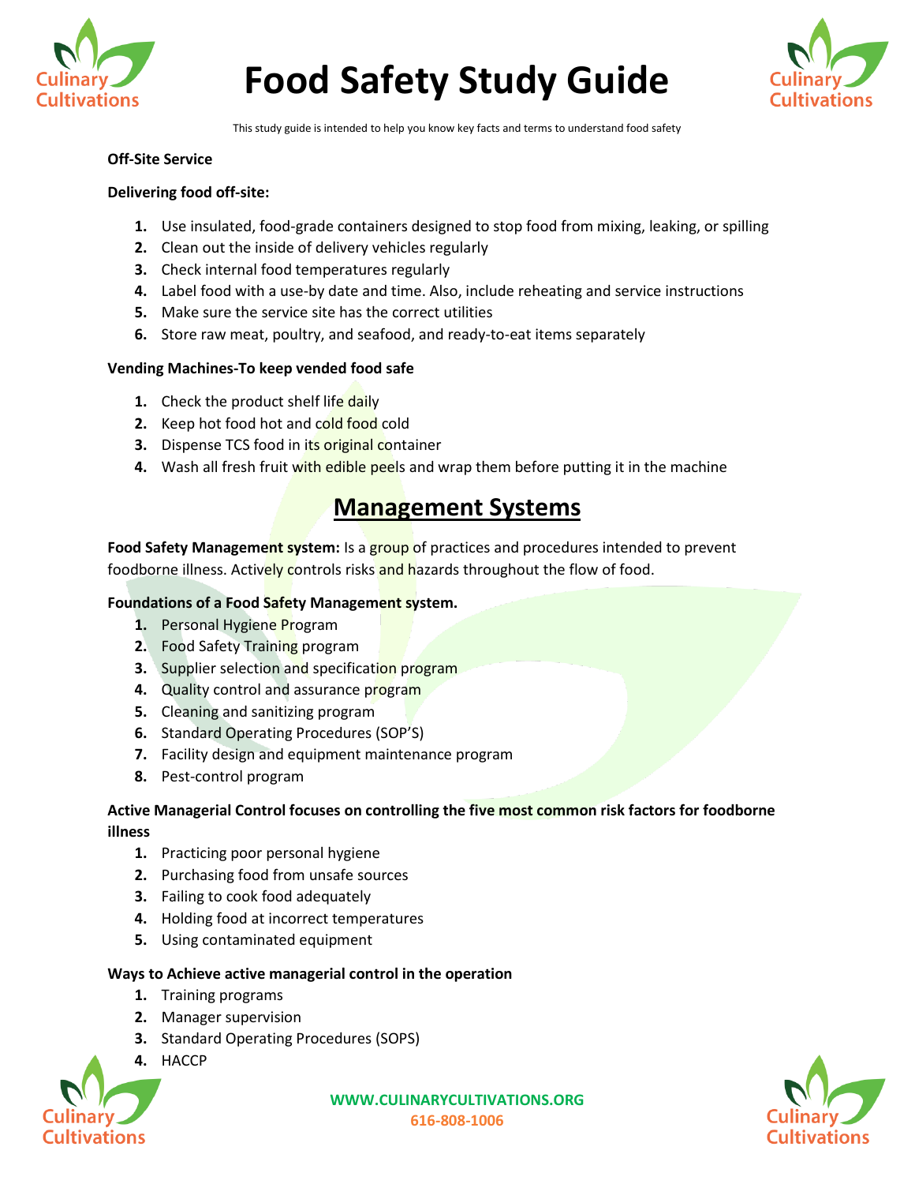# Food Safety Study Guide

This study guide is intended to help you know key facts and terms to understand food safety

**Off-Site Service**

**Delivering food off-site:**

1. Use insulated, food-grade containers designed to stop food from mixing, leaking, or spilling
2. Clean out the inside of delivery vehicles regularly
3. Check internal food temperatures regularly
4. Label food with a use-by date and time. Also, include reheating and service instructions
5. Make sure the service site has the correct utilities
6. Store raw meat, poultry, and seafood, and ready-to-eat items separately

**Vending Machines-To keep vended food safe**

1. Check the product shelf life daily
2. Keep hot food hot and cold food cold
3. Dispense TCS food in its original container
4. Wash all fresh fruit with edible peels and wrap them before putting it in the machine

## Management Systems

**Food Safety Management system:** Is a group of practices and procedures intended to prevent foodborne illness. Actively controls risks and hazards throughout the flow of food.

**Foundations of a Food Safety Management system.**

1. Personal Hygiene Program
2. Food Safety Training program
3. Supplier selection and specification program
4. Quality control and assurance program
5. Cleaning and sanitizing program
6. Standard Operating Procedures (SOP'S)
7. Facility design and equipment maintenance program
8. Pest-control program

**Active Managerial Control focuses on controlling the five most common risk factors for foodborne illness**

1. Practicing poor personal hygiene
2. Purchasing food from unsafe sources
3. Failing to cook food adequately
4. Holding food at incorrect temperatures
5. Using contaminated equipment

**Ways to Achieve active managerial control in the operation**

1. Training programs
2. Manager supervision
3. Standard Operating Procedures (SOPS)
4. HACCP

WWW.CULINARYCULTIVATIONS.ORG
616-808-1006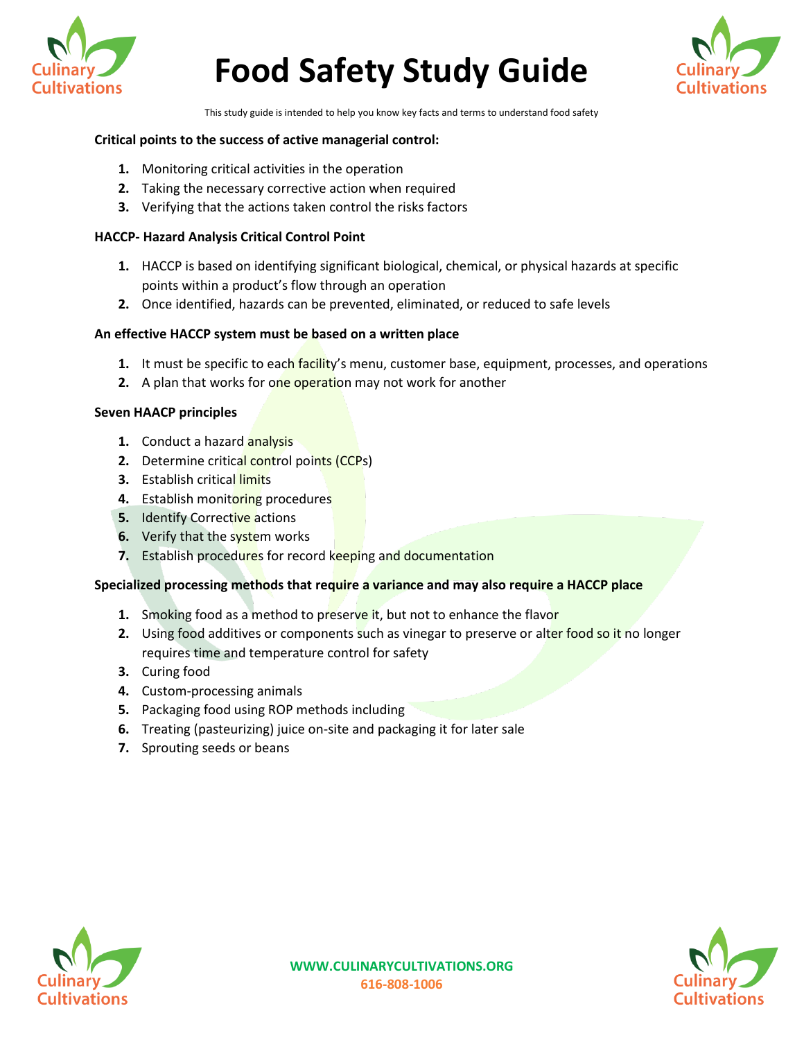# Food Safety Study Guide

This study guide is intended to help you know key facts and terms to understand food safety

**Critical points to the success of active managerial control:**

1. Monitoring critical activities in the operation
2. Taking the necessary corrective action when required
3. Verifying that the actions taken control the risks factors

**HACCP- Hazard Analysis Critical Control Point**

1. HACCP is based on identifying significant biological, chemical, or physical hazards at specific points within a product's flow through an operation
2. Once identified, hazards can be prevented, eliminated, or reduced to safe levels

**An effective HACCP system must be based on a written place**

1. It must be specific to each facility's menu, customer base, equipment, processes, and operations
2. A plan that works for one operation may not work for another

**Seven HAACP principles**

1. Conduct a hazard analysis
2. Determine critical control points (CCPs)
3. Establish critical limits
4. Establish monitoring procedures
5. Identify Corrective actions
6. Verify that the system works
7. Establish procedures for record keeping and documentation

**Specialized processing methods that require a variance and may also require a HACCP place**

1. Smoking food as a method to preserve it, but not to enhance the flavor
2. Using food additives or components such as vinegar to preserve or alter food so it no longer requires time and temperature control for safety
3. Curing food
4. Custom-processing animals
5. Packaging food using ROP methods including
6. Treating (pasteurizing) juice on-site and packaging it for later sale
7. Sprouting seeds or beans

WWW.CULINARYCULTIVATIONS.ORG
616-808-1006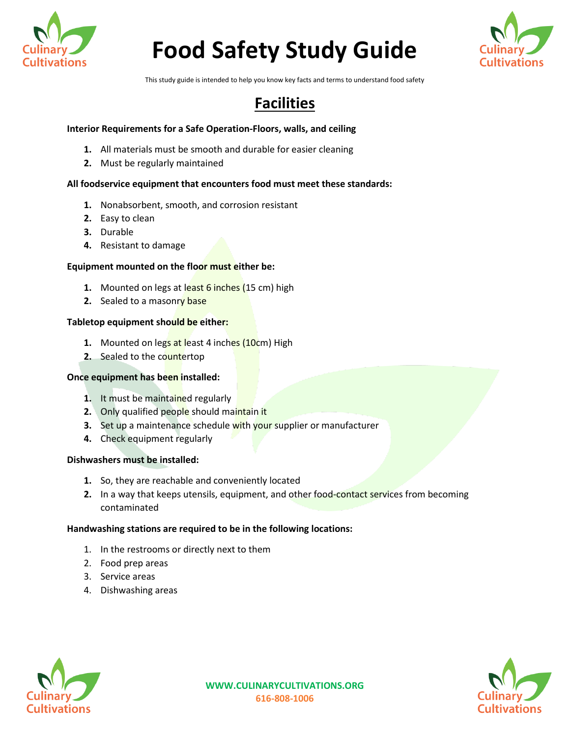# Food Safety Study Guide

This study guide is intended to help you know key facts and terms to understand food safety

## Facilities

**Interior Requirements for a Safe Operation-Floors, walls, and ceiling**

1. All materials must be smooth and durable for easier cleaning
2. Must be regularly maintained

**All foodservice equipment that encounters food must meet these standards:**

1. Nonabsorbent, smooth, and corrosion resistant
2. Easy to clean
3. Durable
4. Resistant to damage

**Equipment mounted on the floor must either be:**

1. Mounted on legs at least 6 inches (15 cm) high
2. Sealed to a masonry base

**Tabletop equipment should be either:**

1. Mounted on legs at least 4 inches (10cm) High
2. Sealed to the countertop

**Once equipment has been installed:**

1. It must be maintained regularly
2. Only qualified people should maintain it
3. Set up a maintenance schedule with your supplier or manufacturer
4. Check equipment regularly

**Dishwashers must be installed:**

1. So, they are reachable and conveniently located
2. In a way that keeps utensils, equipment, and other food-contact services from becoming contaminated

**Handwashing stations are required to be in the following locations:**

1. In the restrooms or directly next to them
2. Food prep areas
3. Service areas
4. Dishwashing areas

WWW.CULINARYCULTIVATIONS.ORG
616-808-1006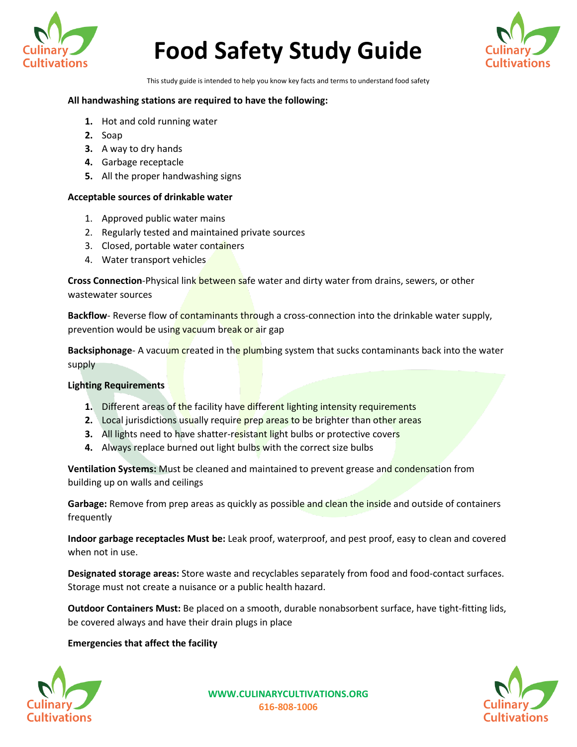# Food Safety Study Guide

This study guide is intended to help you know key facts and terms to understand food safety

**All handwashing stations are required to have the following:**

1. Hot and cold running water
2. Soap
3. A way to dry hands
4. Garbage receptacle
5. All the proper handwashing signs

**Acceptable sources of drinkable water**

1. Approved public water mains
2. Regularly tested and maintained private sources
3. Closed, portable water containers
4. Water transport vehicles

**Cross Connection**-Physical link between safe water and dirty water from drains, sewers, or other wastewater sources

**Backflow**- Reverse flow of contaminants through a cross-connection into the drinkable water supply, prevention would be using vacuum break or air gap

**Backsiphonage**- A vacuum created in the plumbing system that sucks contaminants back into the water supply

**Lighting Requirements**

1. Different areas of the facility have different lighting intensity requirements
2. Local jurisdictions usually require prep areas to be brighter than other areas
3. All lights need to have shatter-resistant light bulbs or protective covers
4. Always replace burned out light bulbs with the correct size bulbs

**Ventilation Systems:** Must be cleaned and maintained to prevent grease and condensation from building up on walls and ceilings

**Garbage:** Remove from prep areas as quickly as possible and clean the inside and outside of containers frequently

**Indoor garbage receptacles Must be:** Leak proof, waterproof, and pest proof, easy to clean and covered when not in use.

**Designated storage areas:** Store waste and recyclables separately from food and food-contact surfaces. Storage must not create a nuisance or a public health hazard.

**Outdoor Containers Must:** Be placed on a smooth, durable nonabsorbent surface, have tight-fitting lids, be covered always and have their drain plugs in place

**Emergencies that affect the facility**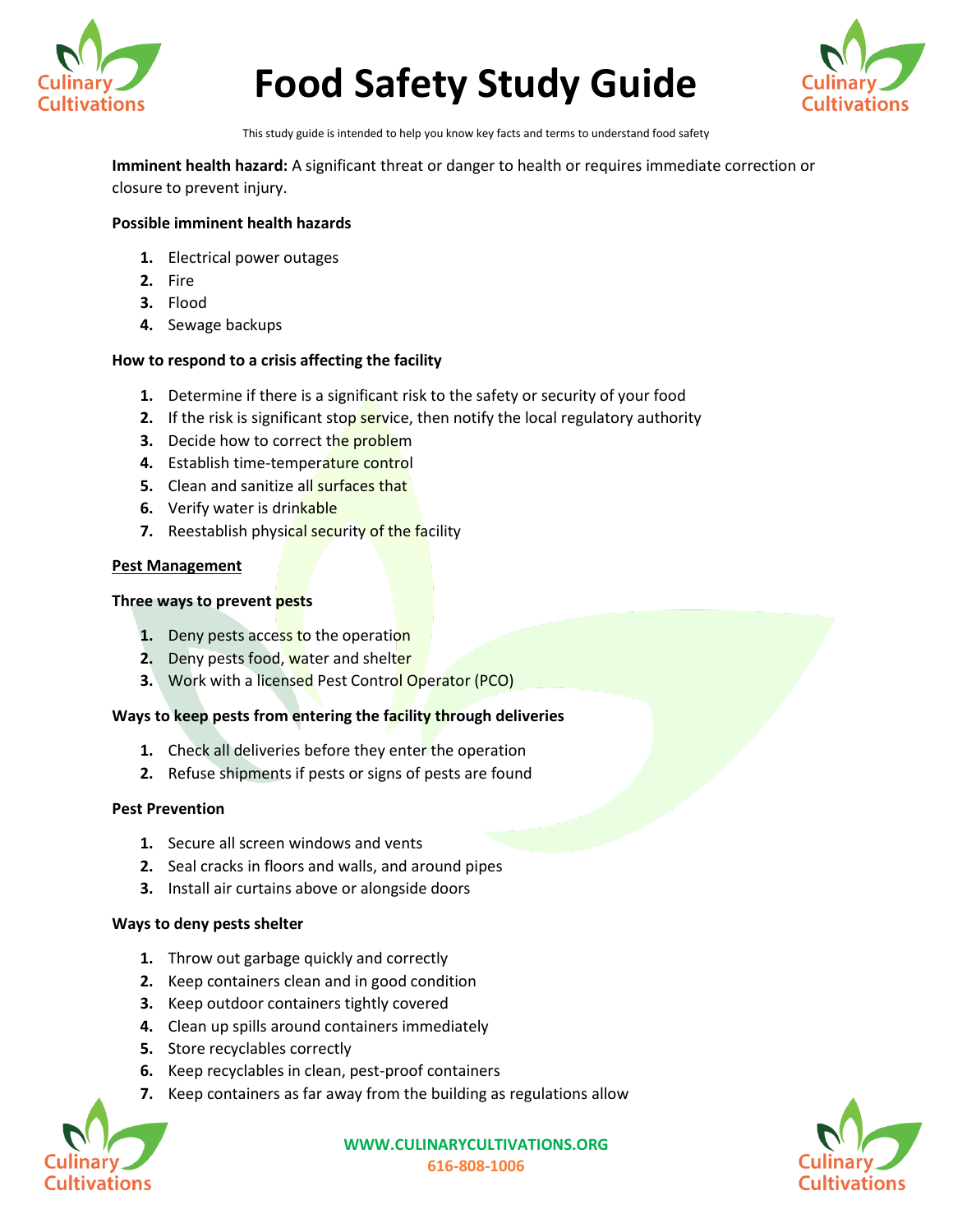# Food Safety Study Guide

This study guide is intended to help you know key facts and terms to understand food safety

**Imminent health hazard:** A significant threat or danger to health or requires immediate correction or closure to prevent injury.

**Possible imminent health hazards**

1. Electrical power outages
2. Fire
3. Flood
4. Sewage backups

**How to respond to a crisis affecting the facility**

1. Determine if there is a significant risk to the safety or security of your food
2. If the risk is significant stop service, then notify the local regulatory authority
3. Decide how to correct the problem
4. Establish time-temperature control
5. Clean and sanitize all surfaces that
6. Verify water is drinkable
7. Reestablish physical security of the facility

**Pest Management**

**Three ways to prevent pests**

1. Deny pests access to the operation
2. Deny pests food, water and shelter
3. Work with a licensed Pest Control Operator (PCO)

**Ways to keep pests from entering the facility through deliveries**

1. Check all deliveries before they enter the operation
2. Refuse shipments if pests or signs of pests are found

**Pest Prevention**

1. Secure all screen windows and vents
2. Seal cracks in floors and walls, and around pipes
3. Install air curtains above or alongside doors

**Ways to deny pests shelter**

1. Throw out garbage quickly and correctly
2. Keep containers clean and in good condition
3. Keep outdoor containers tightly covered
4. Clean up spills around containers immediately
5. Store recyclables correctly
6. Keep recyclables in clean, pest-proof containers
7. Keep containers as far away from the building as regulations allow

WWW.CULINARYCULTIVATIONS.ORG
616-808-1006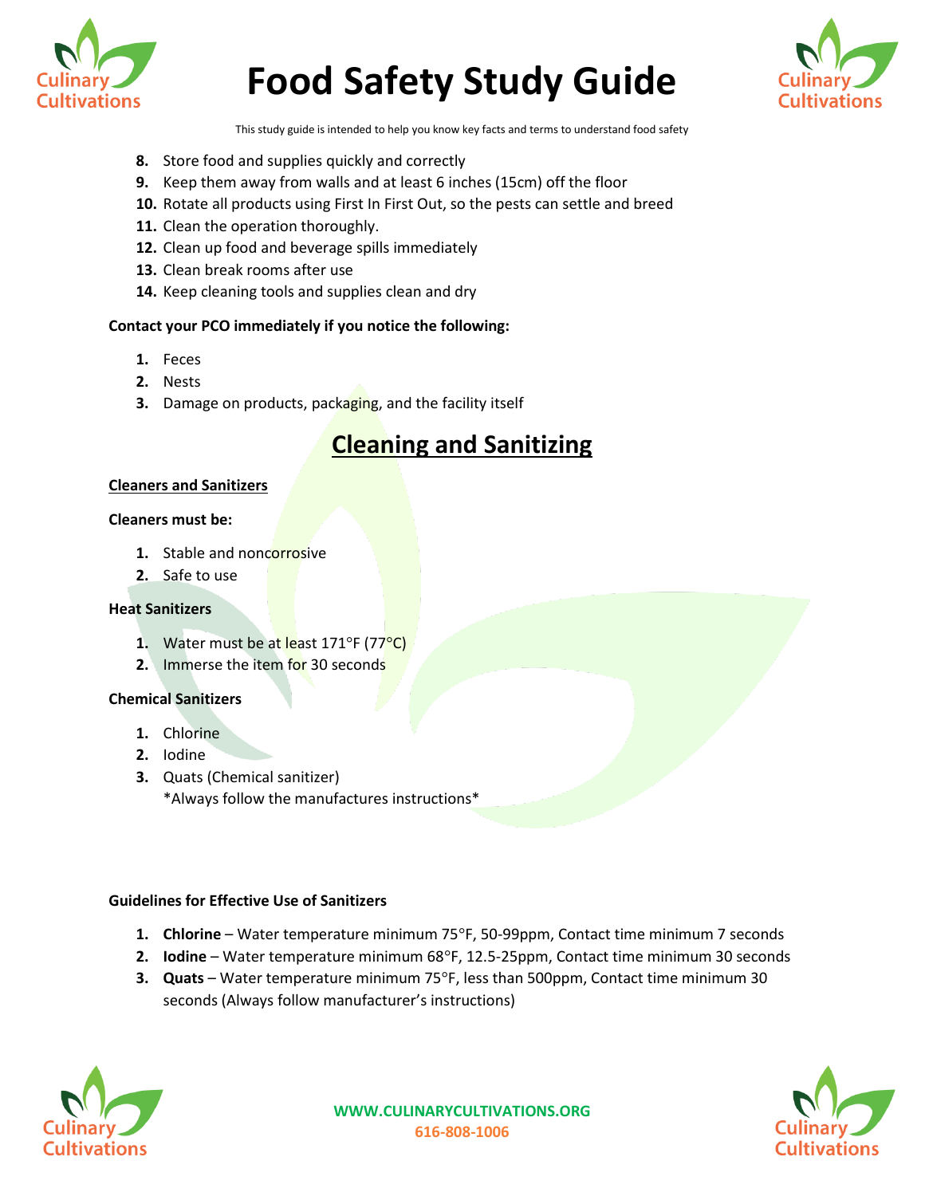8. Store food and supplies quickly and correctly
9. Keep them away from walls and at least 6 inches (15cm) off the floor
10. Rotate all products using First In First Out, so the pests can settle and breed
11. Clean the operation thoroughly.
12. Clean up food and beverage spills immediately
13. Clean break rooms after use
14. Keep cleaning tools and supplies clean and dry

**Contact your PCO immediately if you notice the following:**

1. Feces
2. Nests
3. Damage on products, packaging, and the facility itself

## Cleaning and Sanitizing

**Cleaners and Sanitizers**

**Cleaners must be:**

1. Stable and noncorrosive
2. Safe to use

**Heat Sanitizers**

1. Water must be at least 171°F (77°C)
2. Immerse the item for 30 seconds

**Chemical Sanitizers**

1. Chlorine
2. Iodine
3. Quats (Chemical sanitizer)
   *Always follow the manufactures instructions*

**Guidelines for Effective Use of Sanitizers**

1. **Chlorine** – Water temperature minimum 75°F, 50-99ppm, Contact time minimum 7 seconds
2. **Iodine** – Water temperature minimum 68°F, 12.5-25ppm, Contact time minimum 30 seconds
3. **Quats** – Water temperature minimum 75°F, less than 500ppm, Contact time minimum 30 seconds (Always follow manufacturer's instructions)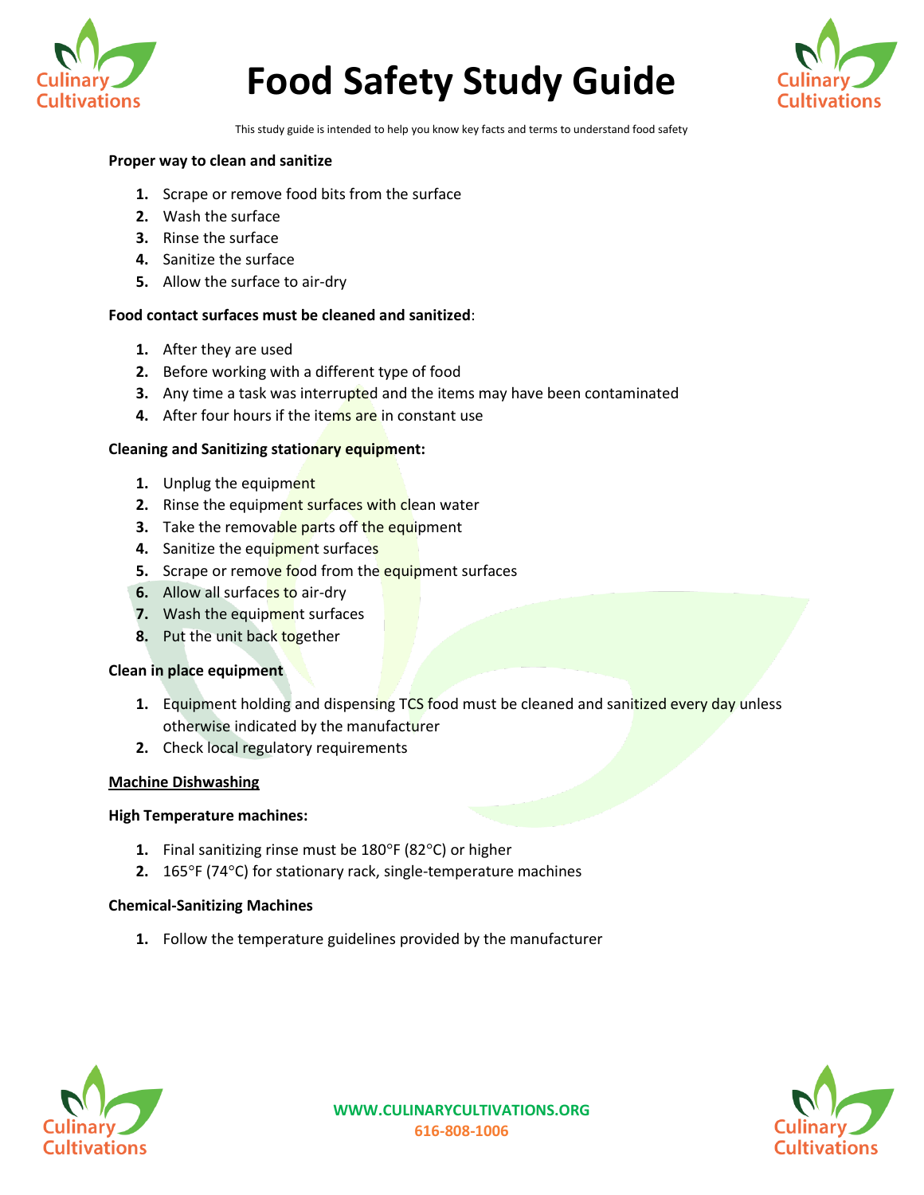# Food Safety Study Guide

This study guide is intended to help you know key facts and terms to understand food safety

**Proper way to clean and sanitize**

1. Scrape or remove food bits from the surface
2. Wash the surface
3. Rinse the surface
4. Sanitize the surface
5. Allow the surface to air-dry

**Food contact surfaces must be cleaned and sanitized**:

1. After they are used
2. Before working with a different type of food
3. Any time a task was interrupted and the items may have been contaminated
4. After four hours if the items are in constant use

**Cleaning and Sanitizing stationary equipment:**

1. Unplug the equipment
2. Rinse the equipment surfaces with clean water
3. Take the removable parts off the equipment
4. Sanitize the equipment surfaces
5. Scrape or remove food from the equipment surfaces
6. Allow all surfaces to air-dry
7. Wash the equipment surfaces
8. Put the unit back together

**Clean in place equipment**

1. Equipment holding and dispensing TCS food must be cleaned and sanitized every day unless otherwise indicated by the manufacturer
2. Check local regulatory requirements

**Machine Dishwashing**

**High Temperature machines:**

1. Final sanitizing rinse must be 180°F (82°C) or higher
2. 165°F (74°C) for stationary rack, single-temperature machines

**Chemical-Sanitizing Machines**

1. Follow the temperature guidelines provided by the manufacturer

WWW.CULINARYCULTIVATIONS.ORG
616-808-1006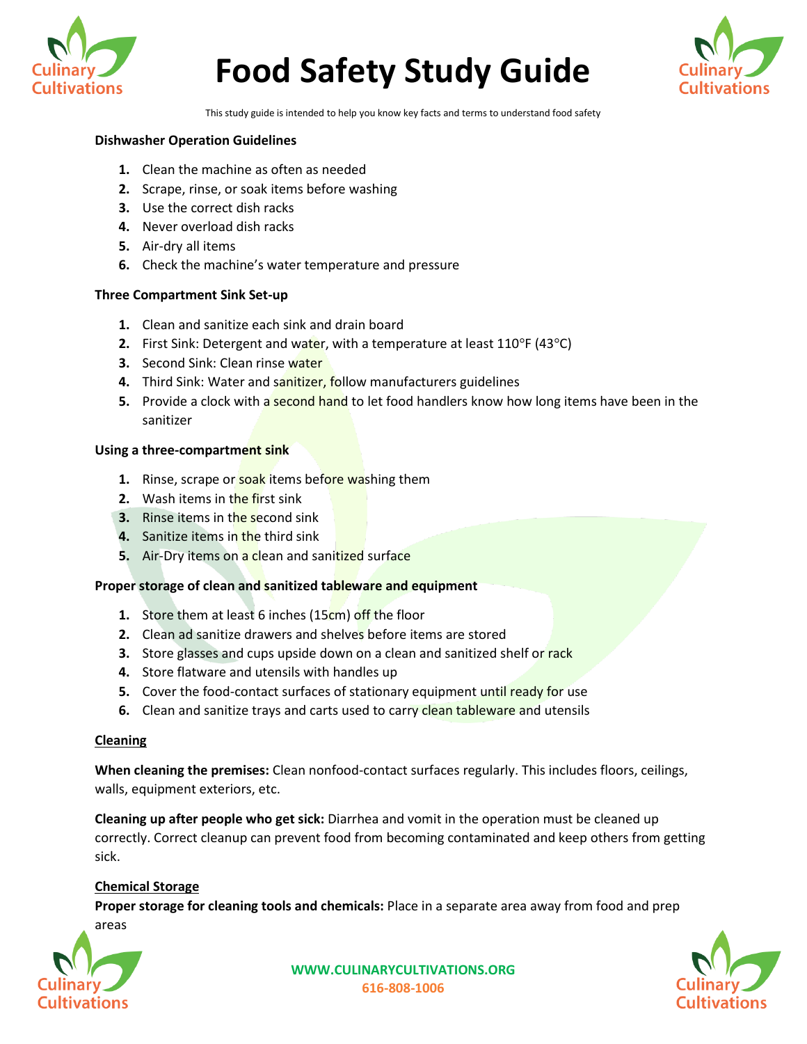# Food Safety Study Guide

This study guide is intended to help you know key facts and terms to understand food safety

**Dishwasher Operation Guidelines**

1. Clean the machine as often as needed
2. Scrape, rinse, or soak items before washing
3. Use the correct dish racks
4. Never overload dish racks
5. Air-dry all items
6. Check the machine's water temperature and pressure

**Three Compartment Sink Set-up**

1. Clean and sanitize each sink and drain board
2. First Sink: Detergent and water, with a temperature at least 110°F (43°C)
3. Second Sink: Clean rinse water
4. Third Sink: Water and sanitizer, follow manufacturers guidelines
5. Provide a clock with a second hand to let food handlers know how long items have been in the sanitizer

**Using a three-compartment sink**

1. Rinse, scrape or soak items before washing them
2. Wash items in the first sink
3. Rinse items in the second sink
4. Sanitize items in the third sink
5. Air-Dry items on a clean and sanitized surface

**Proper storage of clean and sanitized tableware and equipment**

1. Store them at least 6 inches (15cm) off the floor
2. Clean ad sanitize drawers and shelves before items are stored
3. Store glasses and cups upside down on a clean and sanitized shelf or rack
4. Store flatware and utensils with handles up
5. Cover the food-contact surfaces of stationary equipment until ready for use
6. Clean and sanitize trays and carts used to carry clean tableware and utensils

**Cleaning**

**When cleaning the premises:** Clean nonfood-contact surfaces regularly. This includes floors, ceilings, walls, equipment exteriors, etc.

**Cleaning up after people who get sick:** Diarrhea and vomit in the operation must be cleaned up correctly. Correct cleanup can prevent food from becoming contaminated and keep others from getting sick.

**Chemical Storage**

**Proper storage for cleaning tools and chemicals:** Place in a separate area away from food and prep areas

WWW.CULINARYCULTIVATIONS.ORG
616-808-1006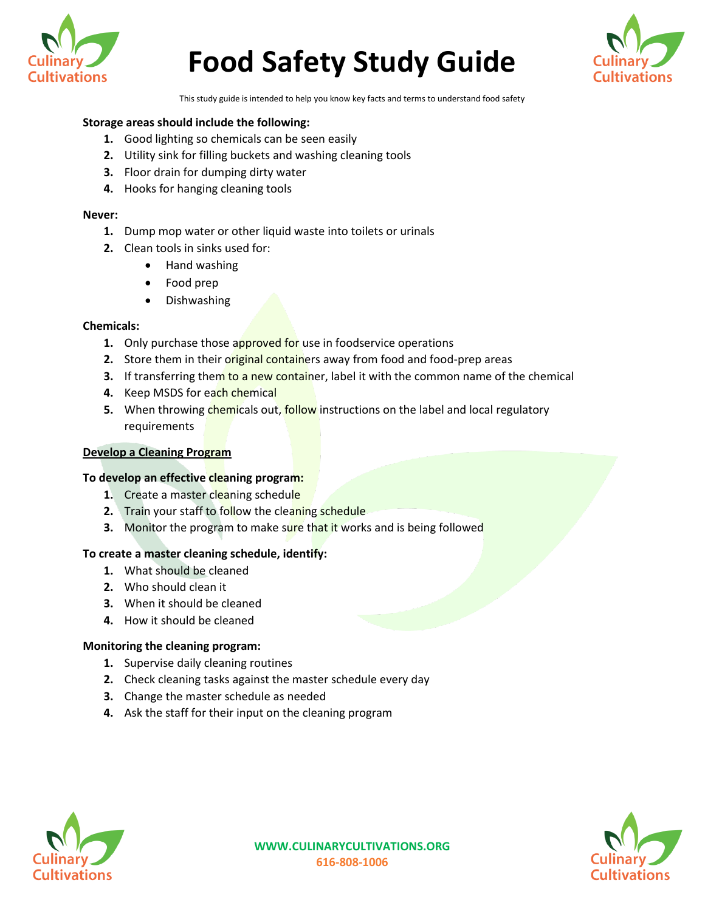# Food Safety Study Guide

This study guide is intended to help you know key facts and terms to understand food safety

**Storage areas should include the following:**

1. Good lighting so chemicals can be seen easily
2. Utility sink for filling buckets and washing cleaning tools
3. Floor drain for dumping dirty water
4. Hooks for hanging cleaning tools

**Never:**

1. Dump mop water or other liquid waste into toilets or urinals
2. Clean tools in sinks used for:
   - Hand washing
   - Food prep
   - Dishwashing

**Chemicals:**

1. Only purchase those approved for use in foodservice operations
2. Store them in their original containers away from food and food-prep areas
3. If transferring them to a new container, label it with the common name of the chemical
4. Keep MSDS for each chemical
5. When throwing chemicals out, follow instructions on the label and local regulatory requirements

**Develop a Cleaning Program**

**To develop an effective cleaning program:**

1. Create a master cleaning schedule
2. Train your staff to follow the cleaning schedule
3. Monitor the program to make sure that it works and is being followed

**To create a master cleaning schedule, identify:**

1. What should be cleaned
2. Who should clean it
3. When it should be cleaned
4. How it should be cleaned

**Monitoring the cleaning program:**

1. Supervise daily cleaning routines
2. Check cleaning tasks against the master schedule every day
3. Change the master schedule as needed
4. Ask the staff for their input on the cleaning program